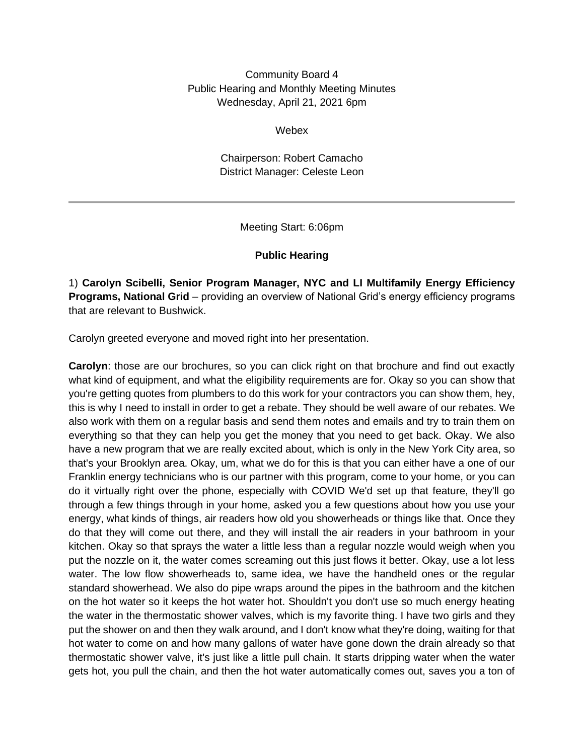Community Board 4
Public Hearing and Monthly Meeting Minutes
Wednesday, April 21, 2021 6pm

Webex

Chairperson: Robert Camacho
District Manager: Celeste Leon

---

Meeting Start: 6:06pm

**Public Hearing**

1) **Carolyn Scibelli, Senior Program Manager, NYC and LI Multifamily Energy Efficiency Programs, National Grid** – providing an overview of National Grid's energy efficiency programs that are relevant to Bushwick.

Carolyn greeted everyone and moved right into her presentation.

**Carolyn**: those are our brochures, so you can click right on that brochure and find out exactly what kind of equipment, and what the eligibility requirements are for. Okay so you can show that you're getting quotes from plumbers to do this work for your contractors you can show them, hey, this is why I need to install in order to get a rebate. They should be well aware of our rebates. We also work with them on a regular basis and send them notes and emails and try to train them on everything so that they can help you get the money that you need to get back. Okay. We also have a new program that we are really excited about, which is only in the New York City area, so that's your Brooklyn area. Okay, um, what we do for this is that you can either have a one of our Franklin energy technicians who is our partner with this program, come to your home, or you can do it virtually right over the phone, especially with COVID We'd set up that feature, they'll go through a few things through in your home, asked you a few questions about how you use your energy, what kinds of things, air readers how old you showerheads or things like that. Once they do that they will come out there, and they will install the air readers in your bathroom in your kitchen. Okay so that sprays the water a little less than a regular nozzle would weigh when you put the nozzle on it, the water comes screaming out this just flows it better. Okay, use a lot less water. The low flow showerheads to, same idea, we have the handheld ones or the regular standard showerhead. We also do pipe wraps around the pipes in the bathroom and the kitchen on the hot water so it keeps the hot water hot. Shouldn't you don't use so much energy heating the water in the thermostatic shower valves, which is my favorite thing. I have two girls and they put the shower on and then they walk around, and I don't know what they're doing, waiting for that hot water to come on and how many gallons of water have gone down the drain already so that thermostatic shower valve, it's just like a little pull chain. It starts dripping water when the water gets hot, you pull the chain, and then the hot water automatically comes out, saves you a ton of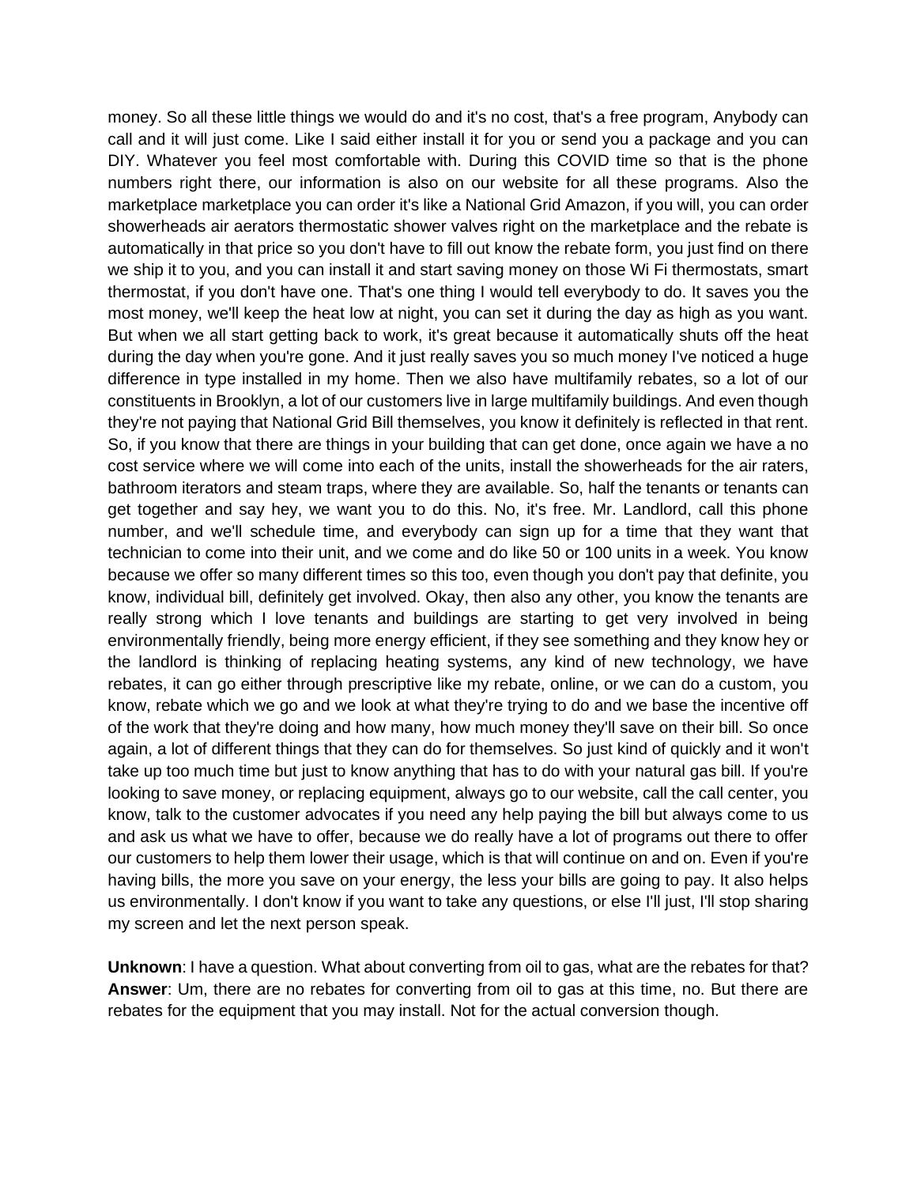money. So all these little things we would do and it's no cost, that's a free program, Anybody can call and it will just come. Like I said either install it for you or send you a package and you can DIY. Whatever you feel most comfortable with. During this COVID time so that is the phone numbers right there, our information is also on our website for all these programs. Also the marketplace marketplace you can order it's like a National Grid Amazon, if you will, you can order showerheads air aerators thermostatic shower valves right on the marketplace and the rebate is automatically in that price so you don't have to fill out know the rebate form, you just find on there we ship it to you, and you can install it and start saving money on those Wi Fi thermostats, smart thermostat, if you don't have one. That's one thing I would tell everybody to do. It saves you the most money, we'll keep the heat low at night, you can set it during the day as high as you want. But when we all start getting back to work, it's great because it automatically shuts off the heat during the day when you're gone. And it just really saves you so much money I've noticed a huge difference in type installed in my home. Then we also have multifamily rebates, so a lot of our constituents in Brooklyn, a lot of our customers live in large multifamily buildings. And even though they're not paying that National Grid Bill themselves, you know it definitely is reflected in that rent. So, if you know that there are things in your building that can get done, once again we have a no cost service where we will come into each of the units, install the showerheads for the air raters, bathroom iterators and steam traps, where they are available. So, half the tenants or tenants can get together and say hey, we want you to do this. No, it's free. Mr. Landlord, call this phone number, and we'll schedule time, and everybody can sign up for a time that they want that technician to come into their unit, and we come and do like 50 or 100 units in a week. You know because we offer so many different times so this too, even though you don't pay that definite, you know, individual bill, definitely get involved. Okay, then also any other, you know the tenants are really strong which I love tenants and buildings are starting to get very involved in being environmentally friendly, being more energy efficient, if they see something and they know hey or the landlord is thinking of replacing heating systems, any kind of new technology, we have rebates, it can go either through prescriptive like my rebate, online, or we can do a custom, you know, rebate which we go and we look at what they're trying to do and we base the incentive off of the work that they're doing and how many, how much money they'll save on their bill. So once again, a lot of different things that they can do for themselves. So just kind of quickly and it won't take up too much time but just to know anything that has to do with your natural gas bill. If you're looking to save money, or replacing equipment, always go to our website, call the call center, you know, talk to the customer advocates if you need any help paying the bill but always come to us and ask us what we have to offer, because we do really have a lot of programs out there to offer our customers to help them lower their usage, which is that will continue on and on. Even if you're having bills, the more you save on your energy, the less your bills are going to pay. It also helps us environmentally. I don't know if you want to take any questions, or else I'll just, I'll stop sharing my screen and let the next person speak.

**Unknown**: I have a question. What about converting from oil to gas, what are the rebates for that?
**Answer**: Um, there are no rebates for converting from oil to gas at this time, no. But there are rebates for the equipment that you may install. Not for the actual conversion though.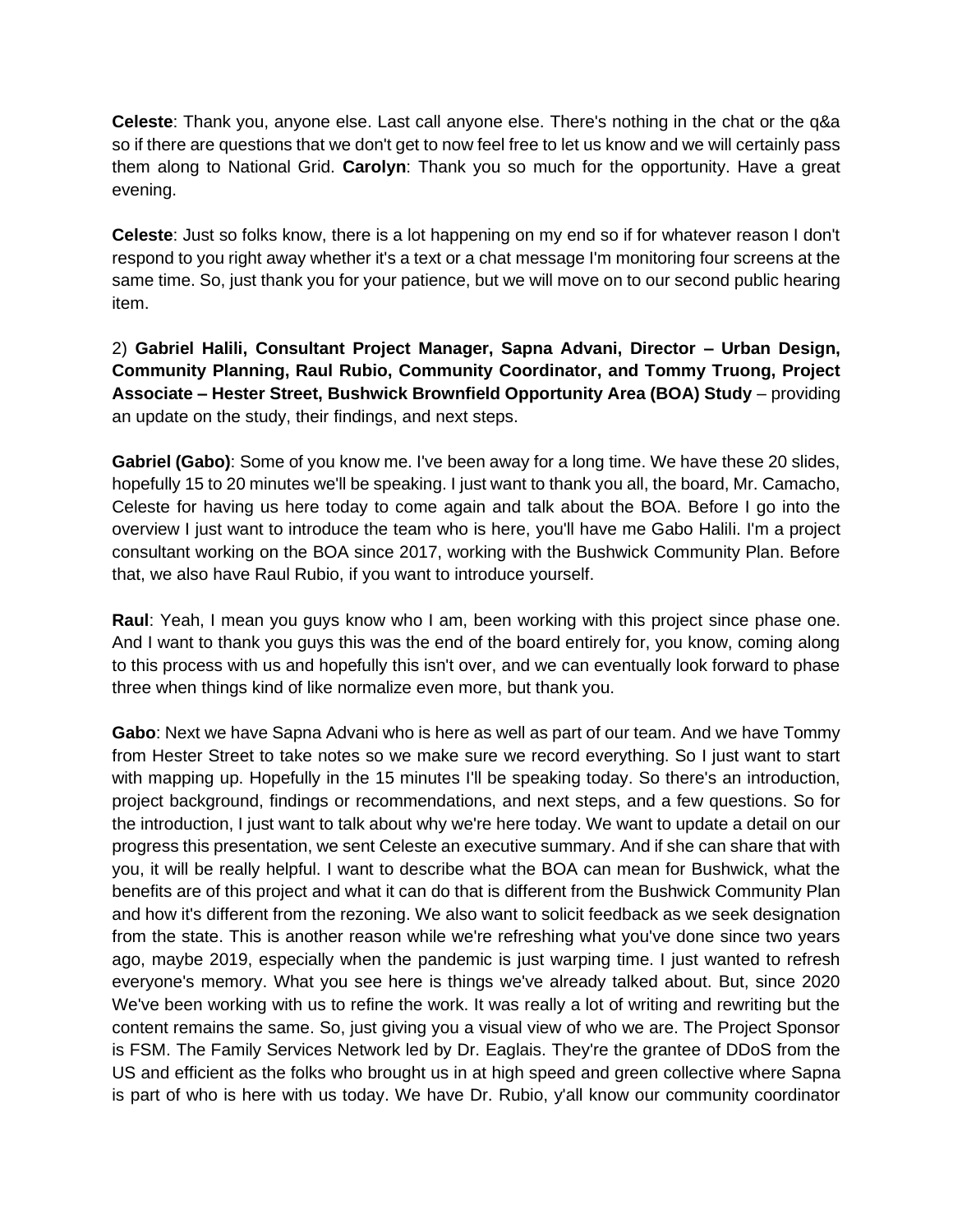**Celeste**: Thank you, anyone else. Last call anyone else. There's nothing in the chat or the q&a so if there are questions that we don't get to now feel free to let us know and we will certainly pass them along to National Grid. **Carolyn**: Thank you so much for the opportunity. Have a great evening.

**Celeste**: Just so folks know, there is a lot happening on my end so if for whatever reason I don't respond to you right away whether it's a text or a chat message I'm monitoring four screens at the same time. So, just thank you for your patience, but we will move on to our second public hearing item.

2) **Gabriel Halili, Consultant Project Manager, Sapna Advani, Director – Urban Design, Community Planning, Raul Rubio, Community Coordinator, and Tommy Truong, Project Associate – Hester Street, Bushwick Brownfield Opportunity Area (BOA) Study** – providing an update on the study, their findings, and next steps.

**Gabriel (Gabo)**: Some of you know me. I've been away for a long time. We have these 20 slides, hopefully 15 to 20 minutes we'll be speaking. I just want to thank you all, the board, Mr. Camacho, Celeste for having us here today to come again and talk about the BOA. Before I go into the overview I just want to introduce the team who is here, you'll have me Gabo Halili. I'm a project consultant working on the BOA since 2017, working with the Bushwick Community Plan. Before that, we also have Raul Rubio, if you want to introduce yourself.

**Raul**: Yeah, I mean you guys know who I am, been working with this project since phase one. And I want to thank you guys this was the end of the board entirely for, you know, coming along to this process with us and hopefully this isn't over, and we can eventually look forward to phase three when things kind of like normalize even more, but thank you.

**Gabo**: Next we have Sapna Advani who is here as well as part of our team. And we have Tommy from Hester Street to take notes so we make sure we record everything. So I just want to start with mapping up. Hopefully in the 15 minutes I'll be speaking today. So there's an introduction, project background, findings or recommendations, and next steps, and a few questions. So for the introduction, I just want to talk about why we're here today. We want to update a detail on our progress this presentation, we sent Celeste an executive summary. And if she can share that with you, it will be really helpful. I want to describe what the BOA can mean for Bushwick, what the benefits are of this project and what it can do that is different from the Bushwick Community Plan and how it's different from the rezoning. We also want to solicit feedback as we seek designation from the state. This is another reason while we're refreshing what you've done since two years ago, maybe 2019, especially when the pandemic is just warping time. I just wanted to refresh everyone's memory. What you see here is things we've already talked about. But, since 2020 We've been working with us to refine the work. It was really a lot of writing and rewriting but the content remains the same. So, just giving you a visual view of who we are. The Project Sponsor is FSM. The Family Services Network led by Dr. Eaglais. They're the grantee of DDoS from the US and efficient as the folks who brought us in at high speed and green collective where Sapna is part of who is here with us today. We have Dr. Rubio, y'all know our community coordinator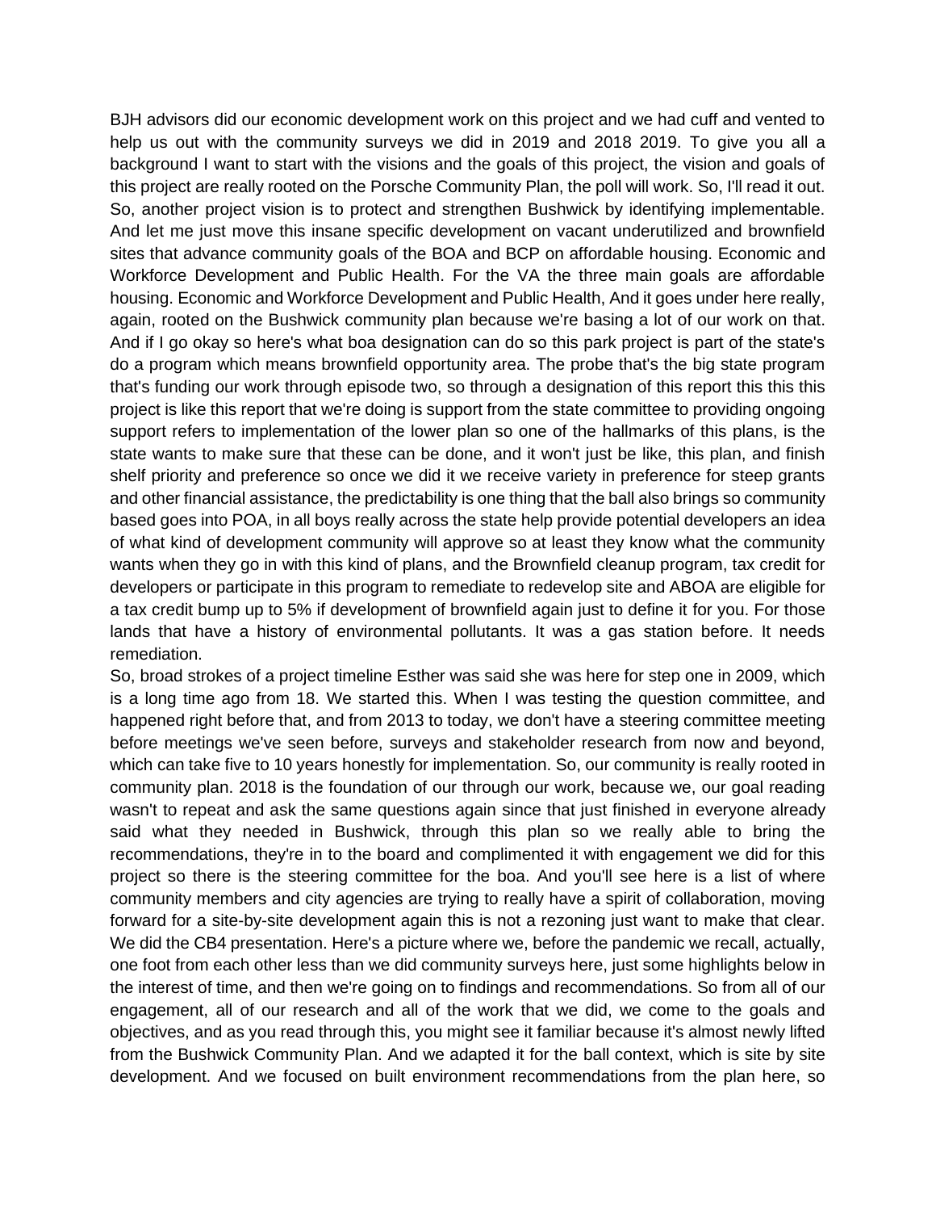BJH advisors did our economic development work on this project and we had cuff and vented to help us out with the community surveys we did in 2019 and 2018 2019. To give you all a background I want to start with the visions and the goals of this project, the vision and goals of this project are really rooted on the Porsche Community Plan, the poll will work. So, I'll read it out. So, another project vision is to protect and strengthen Bushwick by identifying implementable. And let me just move this insane specific development on vacant underutilized and brownfield sites that advance community goals of the BOA and BCP on affordable housing. Economic and Workforce Development and Public Health. For the VA the three main goals are affordable housing. Economic and Workforce Development and Public Health, And it goes under here really, again, rooted on the Bushwick community plan because we're basing a lot of our work on that. And if I go okay so here's what boa designation can do so this park project is part of the state's do a program which means brownfield opportunity area. The probe that's the big state program that's funding our work through episode two, so through a designation of this report this this this project is like this report that we're doing is support from the state committee to providing ongoing support refers to implementation of the lower plan so one of the hallmarks of this plans, is the state wants to make sure that these can be done, and it won't just be like, this plan, and finish shelf priority and preference so once we did it we receive variety in preference for steep grants and other financial assistance, the predictability is one thing that the ball also brings so community based goes into POA, in all boys really across the state help provide potential developers an idea of what kind of development community will approve so at least they know what the community wants when they go in with this kind of plans, and the Brownfield cleanup program, tax credit for developers or participate in this program to remediate to redevelop site and ABOA are eligible for a tax credit bump up to 5% if development of brownfield again just to define it for you. For those lands that have a history of environmental pollutants. It was a gas station before. It needs remediation.

So, broad strokes of a project timeline Esther was said she was here for step one in 2009, which is a long time ago from 18. We started this. When I was testing the question committee, and happened right before that, and from 2013 to today, we don't have a steering committee meeting before meetings we've seen before, surveys and stakeholder research from now and beyond, which can take five to 10 years honestly for implementation. So, our community is really rooted in community plan. 2018 is the foundation of our through our work, because we, our goal reading wasn't to repeat and ask the same questions again since that just finished in everyone already said what they needed in Bushwick, through this plan so we really able to bring the recommendations, they're in to the board and complimented it with engagement we did for this project so there is the steering committee for the boa. And you'll see here is a list of where community members and city agencies are trying to really have a spirit of collaboration, moving forward for a site-by-site development again this is not a rezoning just want to make that clear. We did the CB4 presentation. Here's a picture where we, before the pandemic we recall, actually, one foot from each other less than we did community surveys here, just some highlights below in the interest of time, and then we're going on to findings and recommendations. So from all of our engagement, all of our research and all of the work that we did, we come to the goals and objectives, and as you read through this, you might see it familiar because it's almost newly lifted from the Bushwick Community Plan. And we adapted it for the ball context, which is site by site development. And we focused on built environment recommendations from the plan here, so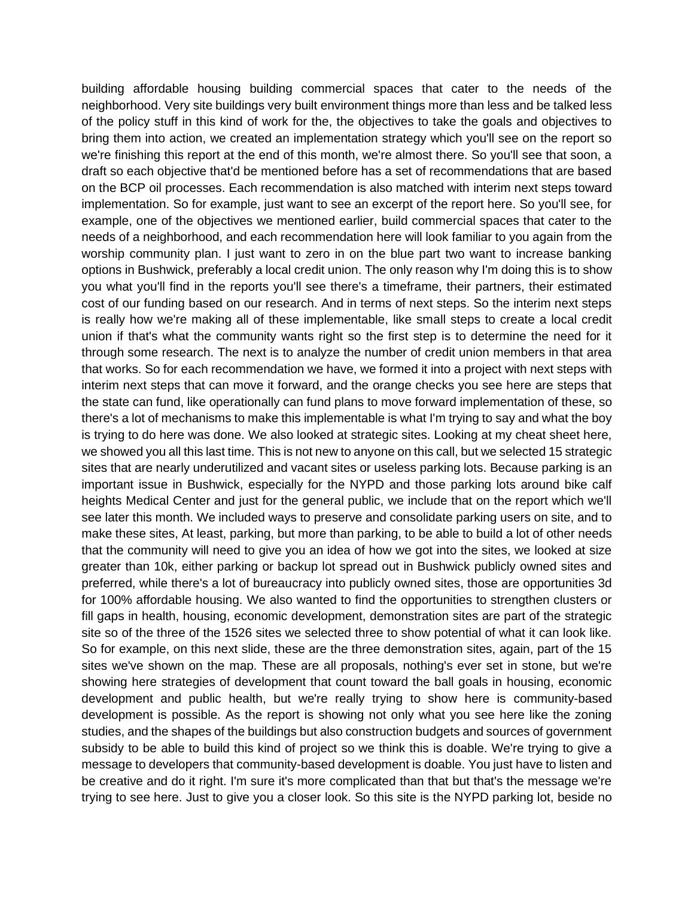building affordable housing building commercial spaces that cater to the needs of the neighborhood. Very site buildings very built environment things more than less and be talked less of the policy stuff in this kind of work for the, the objectives to take the goals and objectives to bring them into action, we created an implementation strategy which you'll see on the report so we're finishing this report at the end of this month, we're almost there. So you'll see that soon, a draft so each objective that'd be mentioned before has a set of recommendations that are based on the BCP oil processes. Each recommendation is also matched with interim next steps toward implementation. So for example, just want to see an excerpt of the report here. So you'll see, for example, one of the objectives we mentioned earlier, build commercial spaces that cater to the needs of a neighborhood, and each recommendation here will look familiar to you again from the worship community plan. I just want to zero in on the blue part two want to increase banking options in Bushwick, preferably a local credit union. The only reason why I'm doing this is to show you what you'll find in the reports you'll see there's a timeframe, their partners, their estimated cost of our funding based on our research. And in terms of next steps. So the interim next steps is really how we're making all of these implementable, like small steps to create a local credit union if that's what the community wants right so the first step is to determine the need for it through some research. The next is to analyze the number of credit union members in that area that works. So for each recommendation we have, we formed it into a project with next steps with interim next steps that can move it forward, and the orange checks you see here are steps that the state can fund, like operationally can fund plans to move forward implementation of these, so there's a lot of mechanisms to make this implementable is what I'm trying to say and what the boy is trying to do here was done. We also looked at strategic sites. Looking at my cheat sheet here, we showed you all this last time. This is not new to anyone on this call, but we selected 15 strategic sites that are nearly underutilized and vacant sites or useless parking lots. Because parking is an important issue in Bushwick, especially for the NYPD and those parking lots around bike calf heights Medical Center and just for the general public, we include that on the report which we'll see later this month. We included ways to preserve and consolidate parking users on site, and to make these sites, At least, parking, but more than parking, to be able to build a lot of other needs that the community will need to give you an idea of how we got into the sites, we looked at size greater than 10k, either parking or backup lot spread out in Bushwick publicly owned sites and preferred, while there's a lot of bureaucracy into publicly owned sites, those are opportunities 3d for 100% affordable housing. We also wanted to find the opportunities to strengthen clusters or fill gaps in health, housing, economic development, demonstration sites are part of the strategic site so of the three of the 1526 sites we selected three to show potential of what it can look like. So for example, on this next slide, these are the three demonstration sites, again, part of the 15 sites we've shown on the map. These are all proposals, nothing's ever set in stone, but we're showing here strategies of development that count toward the ball goals in housing, economic development and public health, but we're really trying to show here is community-based development is possible. As the report is showing not only what you see here like the zoning studies, and the shapes of the buildings but also construction budgets and sources of government subsidy to be able to build this kind of project so we think this is doable. We're trying to give a message to developers that community-based development is doable. You just have to listen and be creative and do it right. I'm sure it's more complicated than that but that's the message we're trying to see here. Just to give you a closer look. So this site is the NYPD parking lot, beside no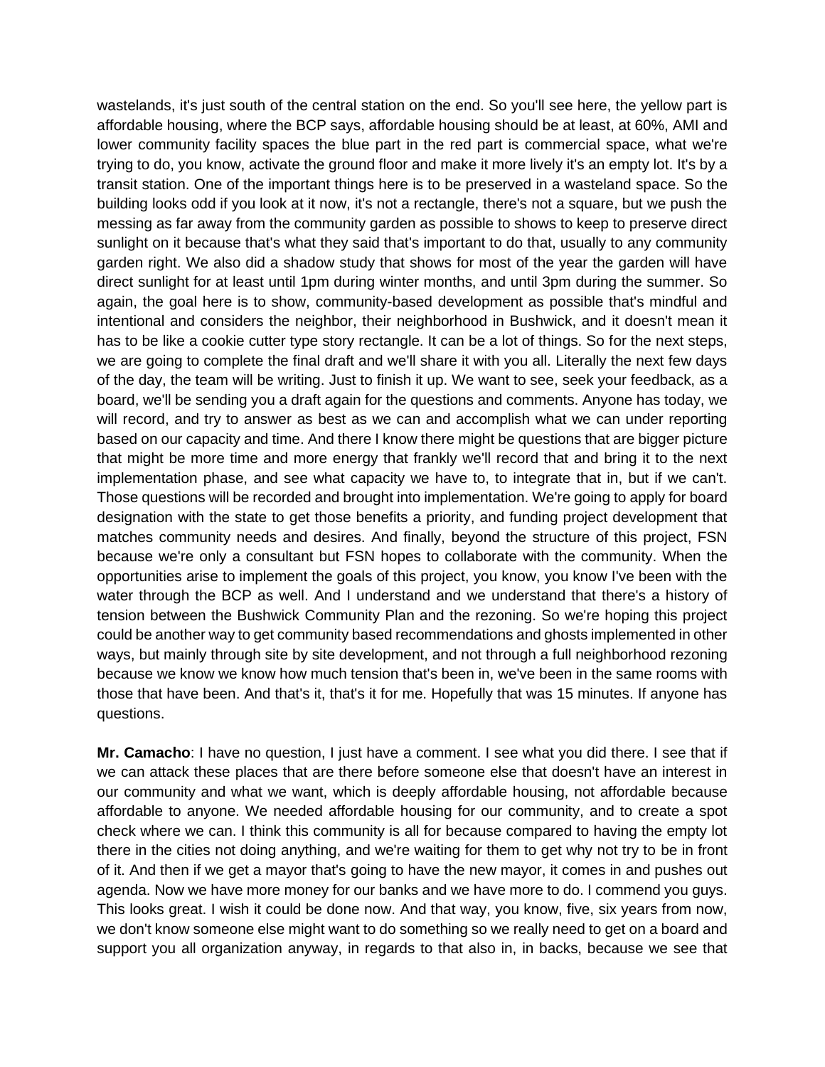wastelands, it's just south of the central station on the end. So you'll see here, the yellow part is affordable housing, where the BCP says, affordable housing should be at least, at 60%, AMI and lower community facility spaces the blue part in the red part is commercial space, what we're trying to do, you know, activate the ground floor and make it more lively it's an empty lot. It's by a transit station. One of the important things here is to be preserved in a wasteland space. So the building looks odd if you look at it now, it's not a rectangle, there's not a square, but we push the messing as far away from the community garden as possible to shows to keep to preserve direct sunlight on it because that's what they said that's important to do that, usually to any community garden right. We also did a shadow study that shows for most of the year the garden will have direct sunlight for at least until 1pm during winter months, and until 3pm during the summer. So again, the goal here is to show, community-based development as possible that's mindful and intentional and considers the neighbor, their neighborhood in Bushwick, and it doesn't mean it has to be like a cookie cutter type story rectangle. It can be a lot of things. So for the next steps, we are going to complete the final draft and we'll share it with you all. Literally the next few days of the day, the team will be writing. Just to finish it up. We want to see, seek your feedback, as a board, we'll be sending you a draft again for the questions and comments. Anyone has today, we will record, and try to answer as best as we can and accomplish what we can under reporting based on our capacity and time. And there I know there might be questions that are bigger picture that might be more time and more energy that frankly we'll record that and bring it to the next implementation phase, and see what capacity we have to, to integrate that in, but if we can't. Those questions will be recorded and brought into implementation. We're going to apply for board designation with the state to get those benefits a priority, and funding project development that matches community needs and desires. And finally, beyond the structure of this project, FSN because we're only a consultant but FSN hopes to collaborate with the community. When the opportunities arise to implement the goals of this project, you know, you know I've been with the water through the BCP as well. And I understand and we understand that there's a history of tension between the Bushwick Community Plan and the rezoning. So we're hoping this project could be another way to get community based recommendations and ghosts implemented in other ways, but mainly through site by site development, and not through a full neighborhood rezoning because we know we know how much tension that's been in, we've been in the same rooms with those that have been. And that's it, that's it for me. Hopefully that was 15 minutes. If anyone has questions.

**Mr. Camacho**: I have no question, I just have a comment. I see what you did there. I see that if we can attack these places that are there before someone else that doesn't have an interest in our community and what we want, which is deeply affordable housing, not affordable because affordable to anyone. We needed affordable housing for our community, and to create a spot check where we can. I think this community is all for because compared to having the empty lot there in the cities not doing anything, and we're waiting for them to get why not try to be in front of it. And then if we get a mayor that's going to have the new mayor, it comes in and pushes out agenda. Now we have more money for our banks and we have more to do. I commend you guys. This looks great. I wish it could be done now. And that way, you know, five, six years from now, we don't know someone else might want to do something so we really need to get on a board and support you all organization anyway, in regards to that also in, in backs, because we see that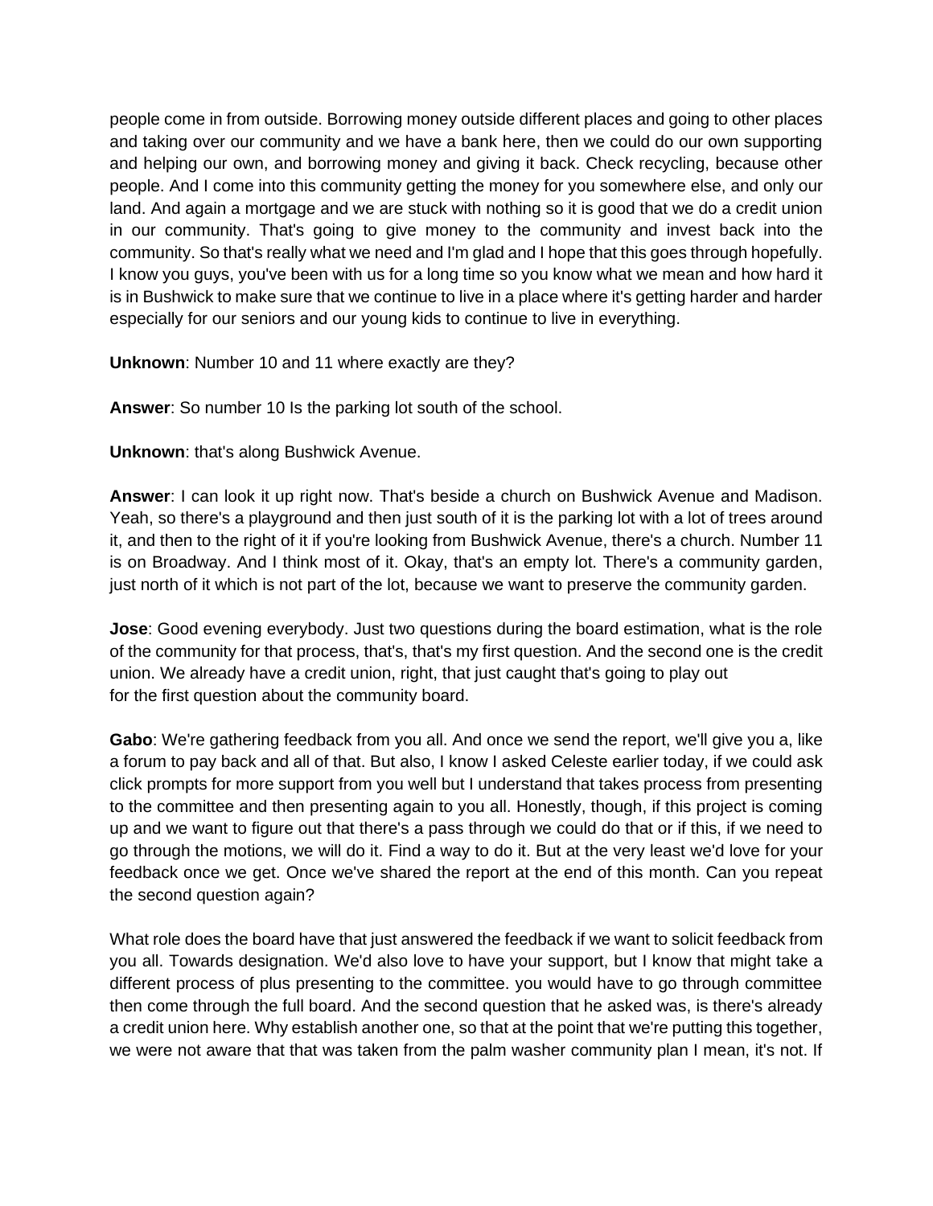people come in from outside. Borrowing money outside different places and going to other places and taking over our community and we have a bank here, then we could do our own supporting and helping our own, and borrowing money and giving it back. Check recycling, because other people. And I come into this community getting the money for you somewhere else, and only our land. And again a mortgage and we are stuck with nothing so it is good that we do a credit union in our community. That's going to give money to the community and invest back into the community. So that's really what we need and I'm glad and I hope that this goes through hopefully. I know you guys, you've been with us for a long time so you know what we mean and how hard it is in Bushwick to make sure that we continue to live in a place where it's getting harder and harder especially for our seniors and our young kids to continue to live in everything.

**Unknown**: Number 10 and 11 where exactly are they?

**Answer**: So number 10 Is the parking lot south of the school.

**Unknown**: that's along Bushwick Avenue.

**Answer**: I can look it up right now. That's beside a church on Bushwick Avenue and Madison. Yeah, so there's a playground and then just south of it is the parking lot with a lot of trees around it, and then to the right of it if you're looking from Bushwick Avenue, there's a church. Number 11 is on Broadway. And I think most of it. Okay, that's an empty lot. There's a community garden, just north of it which is not part of the lot, because we want to preserve the community garden.

**Jose**: Good evening everybody. Just two questions during the board estimation, what is the role of the community for that process, that's, that's my first question. And the second one is the credit union. We already have a credit union, right, that just caught that's going to play out for the first question about the community board.

**Gabo**: We're gathering feedback from you all. And once we send the report, we'll give you a, like a forum to pay back and all of that. But also, I know I asked Celeste earlier today, if we could ask click prompts for more support from you well but I understand that takes process from presenting to the committee and then presenting again to you all. Honestly, though, if this project is coming up and we want to figure out that there's a pass through we could do that or if this, if we need to go through the motions, we will do it. Find a way to do it. But at the very least we'd love for your feedback once we get. Once we've shared the report at the end of this month. Can you repeat the second question again?

What role does the board have that just answered the feedback if we want to solicit feedback from you all. Towards designation. We'd also love to have your support, but I know that might take a different process of plus presenting to the committee. you would have to go through committee then come through the full board. And the second question that he asked was, is there's already a credit union here. Why establish another one, so that at the point that we're putting this together, we were not aware that that was taken from the palm washer community plan I mean, it's not. If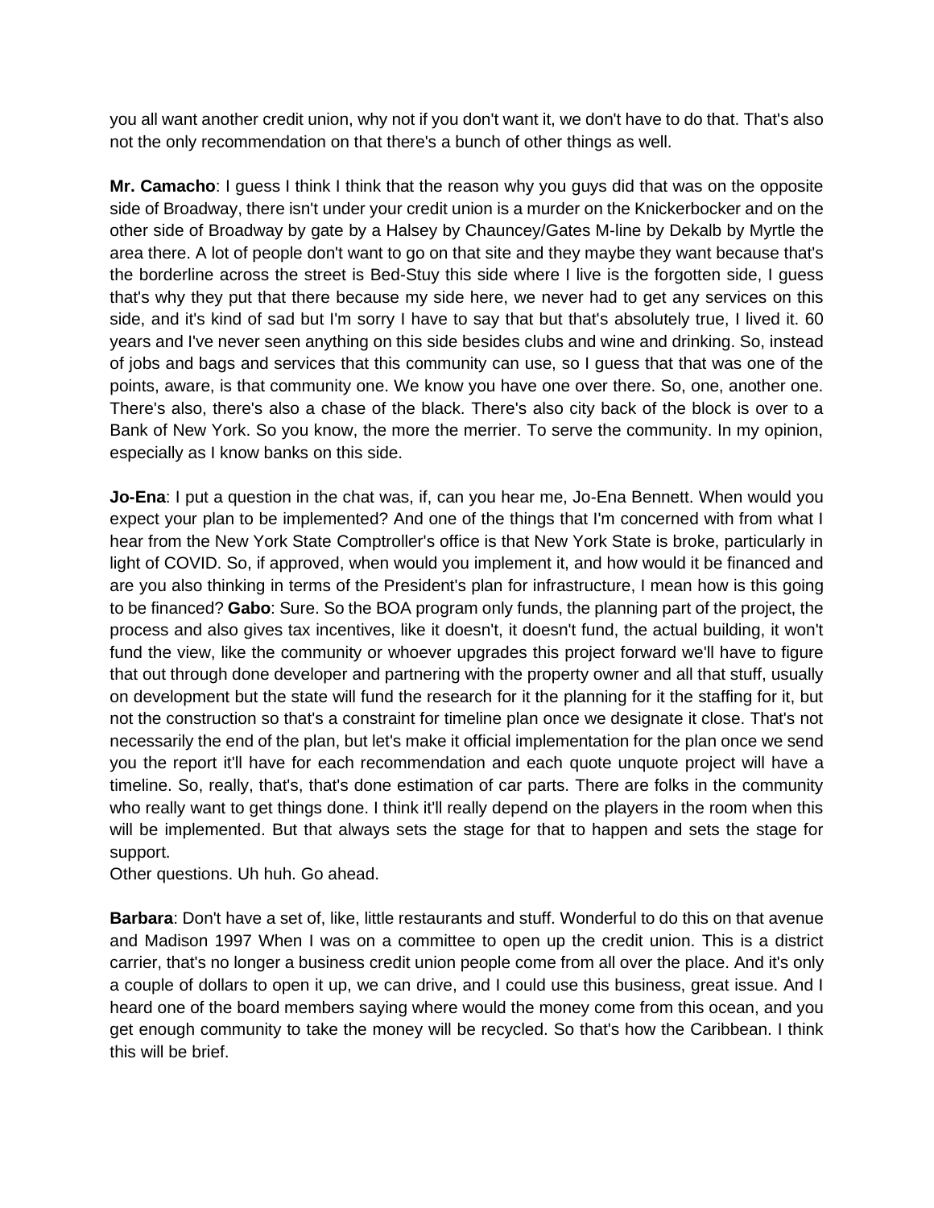you all want another credit union, why not if you don't want it, we don't have to do that. That's also not the only recommendation on that there's a bunch of other things as well.

**Mr. Camacho**: I guess I think I think that the reason why you guys did that was on the opposite side of Broadway, there isn't under your credit union is a murder on the Knickerbocker and on the other side of Broadway by gate by a Halsey by Chauncey/Gates M-line by Dekalb by Myrtle the area there. A lot of people don't want to go on that site and they maybe they want because that's the borderline across the street is Bed-Stuy this side where I live is the forgotten side, I guess that's why they put that there because my side here, we never had to get any services on this side, and it's kind of sad but I'm sorry I have to say that but that's absolutely true, I lived it. 60 years and I've never seen anything on this side besides clubs and wine and drinking. So, instead of jobs and bags and services that this community can use, so I guess that that was one of the points, aware, is that community one. We know you have one over there. So, one, another one. There's also, there's also a chase of the black. There's also city back of the block is over to a Bank of New York. So you know, the more the merrier. To serve the community. In my opinion, especially as I know banks on this side.

**Jo-Ena**: I put a question in the chat was, if, can you hear me, Jo-Ena Bennett. When would you expect your plan to be implemented? And one of the things that I'm concerned with from what I hear from the New York State Comptroller's office is that New York State is broke, particularly in light of COVID. So, if approved, when would you implement it, and how would it be financed and are you also thinking in terms of the President's plan for infrastructure, I mean how is this going to be financed? **Gabo**: Sure. So the BOA program only funds, the planning part of the project, the process and also gives tax incentives, like it doesn't, it doesn't fund, the actual building, it won't fund the view, like the community or whoever upgrades this project forward we'll have to figure that out through done developer and partnering with the property owner and all that stuff, usually on development but the state will fund the research for it the planning for it the staffing for it, but not the construction so that's a constraint for timeline plan once we designate it close. That's not necessarily the end of the plan, but let's make it official implementation for the plan once we send you the report it'll have for each recommendation and each quote unquote project will have a timeline. So, really, that's, that's done estimation of car parts. There are folks in the community who really want to get things done. I think it'll really depend on the players in the room when this will be implemented. But that always sets the stage for that to happen and sets the stage for support.
Other questions. Uh huh. Go ahead.

**Barbara**: Don't have a set of, like, little restaurants and stuff. Wonderful to do this on that avenue and Madison 1997 When I was on a committee to open up the credit union. This is a district carrier, that's no longer a business credit union people come from all over the place. And it's only a couple of dollars to open it up, we can drive, and I could use this business, great issue. And I heard one of the board members saying where would the money come from this ocean, and you get enough community to take the money will be recycled. So that's how the Caribbean. I think this will be brief.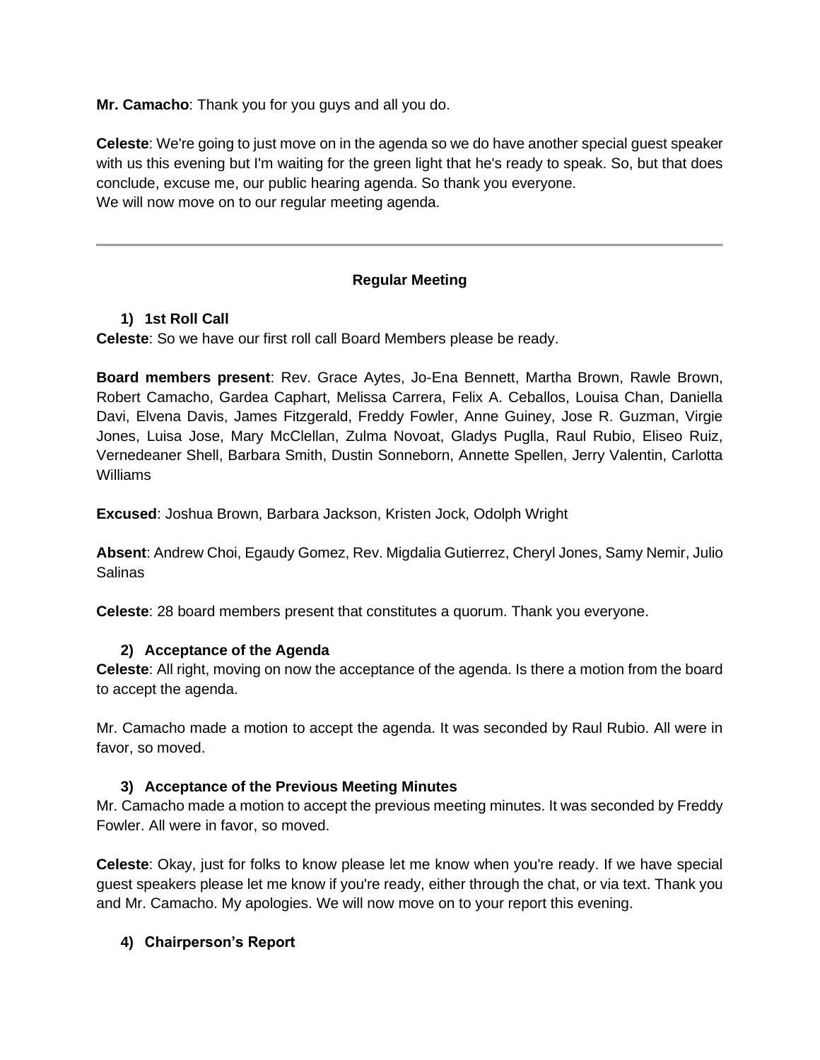**Mr. Camacho**: Thank you for you guys and all you do.

**Celeste**: We're going to just move on in the agenda so we do have another special guest speaker with us this evening but I'm waiting for the green light that he's ready to speak. So, but that does conclude, excuse me, our public hearing agenda. So thank you everyone.
We will now move on to our regular meeting agenda.

---

## Regular Meeting

### 1) 1st Roll Call

**Celeste**: So we have our first roll call Board Members please be ready.

**Board members present**: Rev. Grace Aytes, Jo-Ena Bennett, Martha Brown, Rawle Brown, Robert Camacho, Gardea Caphart, Melissa Carrera, Felix A. Ceballos, Louisa Chan, Daniella Davi, Elvena Davis, James Fitzgerald, Freddy Fowler, Anne Guiney, Jose R. Guzman, Virgie Jones, Luisa Jose, Mary McClellan, Zulma Novoat, Gladys Puglla, Raul Rubio, Eliseo Ruiz, Vernedeaner Shell, Barbara Smith, Dustin Sonneborn, Annette Spellen, Jerry Valentin, Carlotta Williams

**Excused**: Joshua Brown, Barbara Jackson, Kristen Jock, Odolph Wright

**Absent**: Andrew Choi, Egaudy Gomez, Rev. Migdalia Gutierrez, Cheryl Jones, Samy Nemir, Julio Salinas

**Celeste**: 28 board members present that constitutes a quorum. Thank you everyone.

### 2) Acceptance of the Agenda

**Celeste**: All right, moving on now the acceptance of the agenda. Is there a motion from the board to accept the agenda.

Mr. Camacho made a motion to accept the agenda. It was seconded by Raul Rubio. All were in favor, so moved.

### 3) Acceptance of the Previous Meeting Minutes

Mr. Camacho made a motion to accept the previous meeting minutes. It was seconded by Freddy Fowler. All were in favor, so moved.

**Celeste**: Okay, just for folks to know please let me know when you're ready. If we have special guest speakers please let me know if you're ready, either through the chat, or via text. Thank you and Mr. Camacho. My apologies. We will now move on to your report this evening.

### 4) Chairperson's Report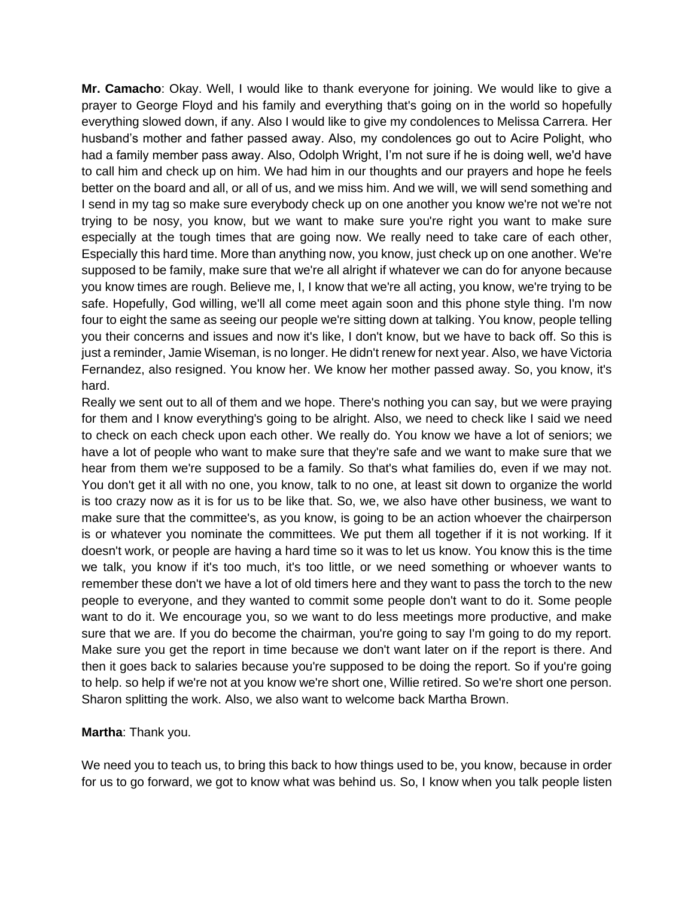**Mr. Camacho**: Okay. Well, I would like to thank everyone for joining. We would like to give a prayer to George Floyd and his family and everything that's going on in the world so hopefully everything slowed down, if any. Also I would like to give my condolences to Melissa Carrera. Her husband's mother and father passed away. Also, my condolences go out to Acire Polight, who had a family member pass away. Also, Odolph Wright, I'm not sure if he is doing well, we'd have to call him and check up on him. We had him in our thoughts and our prayers and hope he feels better on the board and all, or all of us, and we miss him. And we will, we will send something and I send in my tag so make sure everybody check up on one another you know we're not we're not trying to be nosy, you know, but we want to make sure you're right you want to make sure especially at the tough times that are going now. We really need to take care of each other, Especially this hard time. More than anything now, you know, just check up on one another. We're supposed to be family, make sure that we're all alright if whatever we can do for anyone because you know times are rough. Believe me, I, I know that we're all acting, you know, we're trying to be safe. Hopefully, God willing, we'll all come meet again soon and this phone style thing. I'm now four to eight the same as seeing our people we're sitting down at talking. You know, people telling you their concerns and issues and now it's like, I don't know, but we have to back off. So this is just a reminder, Jamie Wiseman, is no longer. He didn't renew for next year. Also, we have Victoria Fernandez, also resigned. You know her. We know her mother passed away. So, you know, it's hard.

Really we sent out to all of them and we hope. There's nothing you can say, but we were praying for them and I know everything's going to be alright. Also, we need to check like I said we need to check on each check upon each other. We really do. You know we have a lot of seniors; we have a lot of people who want to make sure that they're safe and we want to make sure that we hear from them we're supposed to be a family. So that's what families do, even if we may not. You don't get it all with no one, you know, talk to no one, at least sit down to organize the world is too crazy now as it is for us to be like that. So, we, we also have other business, we want to make sure that the committee's, as you know, is going to be an action whoever the chairperson is or whatever you nominate the committees. We put them all together if it is not working. If it doesn't work, or people are having a hard time so it was to let us know. You know this is the time we talk, you know if it's too much, it's too little, or we need something or whoever wants to remember these don't we have a lot of old timers here and they want to pass the torch to the new people to everyone, and they wanted to commit some people don't want to do it. Some people want to do it. We encourage you, so we want to do less meetings more productive, and make sure that we are. If you do become the chairman, you're going to say I'm going to do my report. Make sure you get the report in time because we don't want later on if the report is there. And then it goes back to salaries because you're supposed to be doing the report. So if you're going to help. so help if we're not at you know we're short one, Willie retired. So we're short one person. Sharon splitting the work. Also, we also want to welcome back Martha Brown.

**Martha**: Thank you.

We need you to teach us, to bring this back to how things used to be, you know, because in order for us to go forward, we got to know what was behind us. So, I know when you talk people listen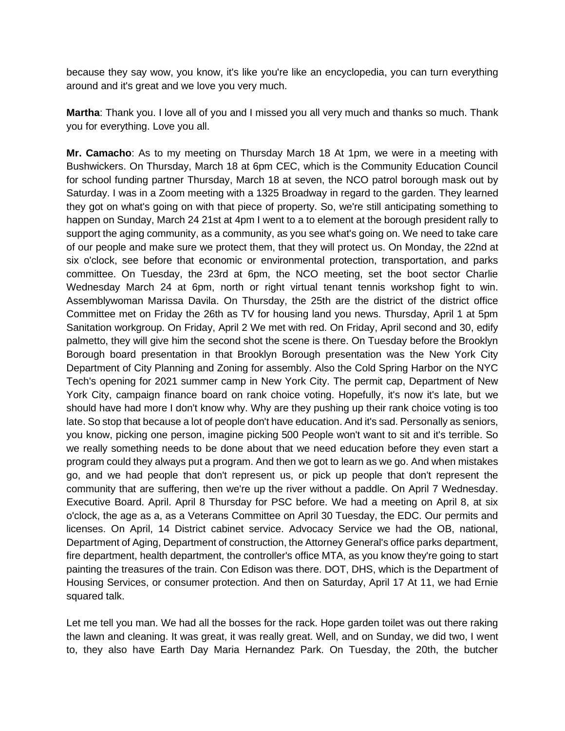because they say wow, you know, it's like you're like an encyclopedia, you can turn everything around and it's great and we love you very much.

**Martha**: Thank you. I love all of you and I missed you all very much and thanks so much. Thank you for everything. Love you all.

**Mr. Camacho**: As to my meeting on Thursday March 18 At 1pm, we were in a meeting with Bushwickers. On Thursday, March 18 at 6pm CEC, which is the Community Education Council for school funding partner Thursday, March 18 at seven, the NCO patrol borough mask out by Saturday. I was in a Zoom meeting with a 1325 Broadway in regard to the garden. They learned they got on what's going on with that piece of property. So, we're still anticipating something to happen on Sunday, March 24 21st at 4pm I went to a to element at the borough president rally to support the aging community, as a community, as you see what's going on. We need to take care of our people and make sure we protect them, that they will protect us. On Monday, the 22nd at six o'clock, see before that economic or environmental protection, transportation, and parks committee. On Tuesday, the 23rd at 6pm, the NCO meeting, set the boot sector Charlie Wednesday March 24 at 6pm, north or right virtual tenant tennis workshop fight to win. Assemblywoman Marissa Davila. On Thursday, the 25th are the district of the district office Committee met on Friday the 26th as TV for housing land you news. Thursday, April 1 at 5pm Sanitation workgroup. On Friday, April 2 We met with red. On Friday, April second and 30, edify palmetto, they will give him the second shot the scene is there. On Tuesday before the Brooklyn Borough board presentation in that Brooklyn Borough presentation was the New York City Department of City Planning and Zoning for assembly. Also the Cold Spring Harbor on the NYC Tech's opening for 2021 summer camp in New York City. The permit cap, Department of New York City, campaign finance board on rank choice voting. Hopefully, it's now it's late, but we should have had more I don't know why. Why are they pushing up their rank choice voting is too late. So stop that because a lot of people don't have education. And it's sad. Personally as seniors, you know, picking one person, imagine picking 500 People won't want to sit and it's terrible. So we really something needs to be done about that we need education before they even start a program could they always put a program. And then we got to learn as we go. And when mistakes go, and we had people that don't represent us, or pick up people that don't represent the community that are suffering, then we're up the river without a paddle. On April 7 Wednesday. Executive Board. April. April 8 Thursday for PSC before. We had a meeting on April 8, at six o'clock, the age as a, as a Veterans Committee on April 30 Tuesday, the EDC. Our permits and licenses. On April, 14 District cabinet service. Advocacy Service we had the OB, national, Department of Aging, Department of construction, the Attorney General's office parks department, fire department, health department, the controller's office MTA, as you know they're going to start painting the treasures of the train. Con Edison was there. DOT, DHS, which is the Department of Housing Services, or consumer protection. And then on Saturday, April 17 At 11, we had Ernie squared talk.

Let me tell you man. We had all the bosses for the rack. Hope garden toilet was out there raking the lawn and cleaning. It was great, it was really great. Well, and on Sunday, we did two, I went to, they also have Earth Day Maria Hernandez Park. On Tuesday, the 20th, the butcher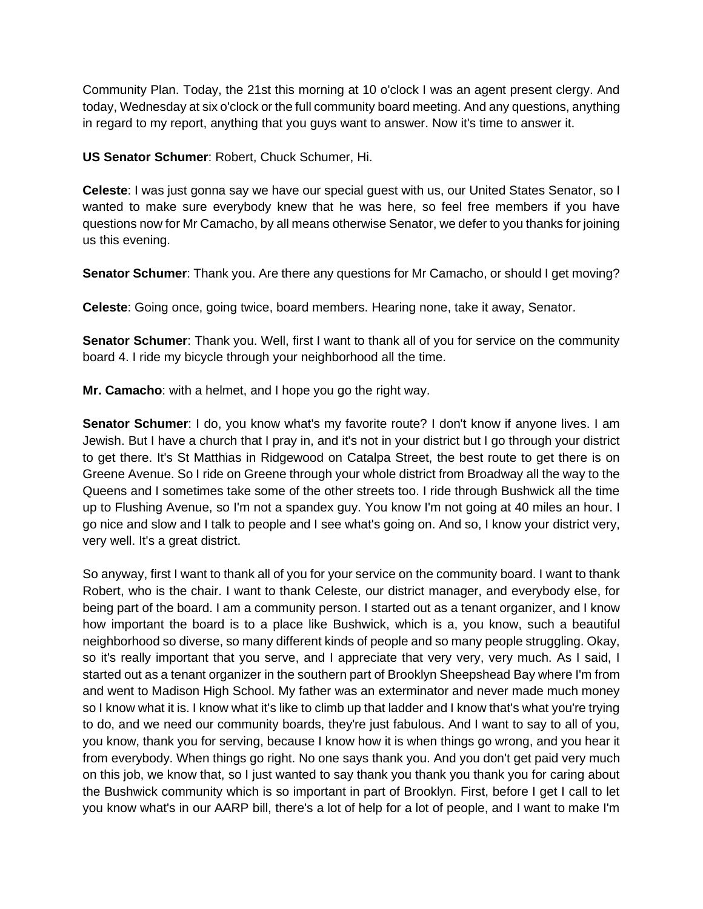Community Plan. Today, the 21st this morning at 10 o'clock I was an agent present clergy. And today, Wednesday at six o'clock or the full community board meeting. And any questions, anything in regard to my report, anything that you guys want to answer. Now it's time to answer it.

**US Senator Schumer**: Robert, Chuck Schumer, Hi.

**Celeste**: I was just gonna say we have our special guest with us, our United States Senator, so I wanted to make sure everybody knew that he was here, so feel free members if you have questions now for Mr Camacho, by all means otherwise Senator, we defer to you thanks for joining us this evening.

**Senator Schumer**: Thank you. Are there any questions for Mr Camacho, or should I get moving?

**Celeste**: Going once, going twice, board members. Hearing none, take it away, Senator.

**Senator Schumer**: Thank you. Well, first I want to thank all of you for service on the community board 4. I ride my bicycle through your neighborhood all the time.

**Mr. Camacho**: with a helmet, and I hope you go the right way.

**Senator Schumer**: I do, you know what's my favorite route? I don't know if anyone lives. I am Jewish. But I have a church that I pray in, and it's not in your district but I go through your district to get there. It's St Matthias in Ridgewood on Catalpa Street, the best route to get there is on Greene Avenue. So I ride on Greene through your whole district from Broadway all the way to the Queens and I sometimes take some of the other streets too. I ride through Bushwick all the time up to Flushing Avenue, so I'm not a spandex guy. You know I'm not going at 40 miles an hour. I go nice and slow and I talk to people and I see what's going on. And so, I know your district very, very well. It's a great district.

So anyway, first I want to thank all of you for your service on the community board. I want to thank Robert, who is the chair. I want to thank Celeste, our district manager, and everybody else, for being part of the board. I am a community person. I started out as a tenant organizer, and I know how important the board is to a place like Bushwick, which is a, you know, such a beautiful neighborhood so diverse, so many different kinds of people and so many people struggling. Okay, so it's really important that you serve, and I appreciate that very very, very much. As I said, I started out as a tenant organizer in the southern part of Brooklyn Sheepshead Bay where I'm from and went to Madison High School. My father was an exterminator and never made much money so I know what it is. I know what it's like to climb up that ladder and I know that's what you're trying to do, and we need our community boards, they're just fabulous. And I want to say to all of you, you know, thank you for serving, because I know how it is when things go wrong, and you hear it from everybody. When things go right. No one says thank you. And you don't get paid very much on this job, we know that, so I just wanted to say thank you thank you thank you for caring about the Bushwick community which is so important in part of Brooklyn. First, before I get I call to let you know what's in our AARP bill, there's a lot of help for a lot of people, and I want to make I'm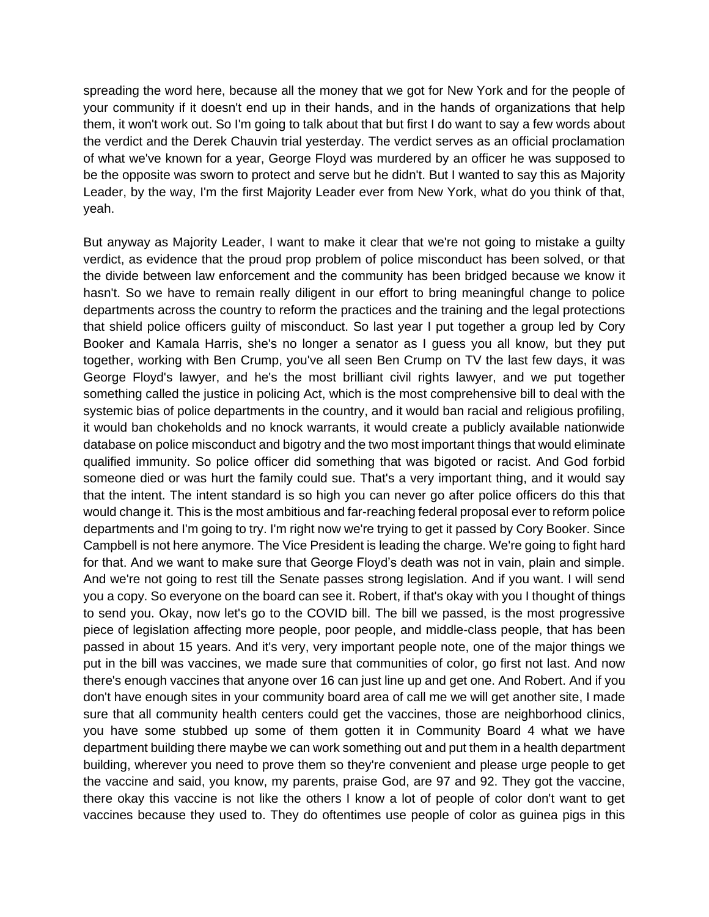spreading the word here, because all the money that we got for New York and for the people of your community if it doesn't end up in their hands, and in the hands of organizations that help them, it won't work out. So I'm going to talk about that but first I do want to say a few words about the verdict and the Derek Chauvin trial yesterday. The verdict serves as an official proclamation of what we've known for a year, George Floyd was murdered by an officer he was supposed to be the opposite was sworn to protect and serve but he didn't. But I wanted to say this as Majority Leader, by the way, I'm the first Majority Leader ever from New York, what do you think of that, yeah.

But anyway as Majority Leader, I want to make it clear that we're not going to mistake a guilty verdict, as evidence that the proud prop problem of police misconduct has been solved, or that the divide between law enforcement and the community has been bridged because we know it hasn't. So we have to remain really diligent in our effort to bring meaningful change to police departments across the country to reform the practices and the training and the legal protections that shield police officers guilty of misconduct. So last year I put together a group led by Cory Booker and Kamala Harris, she's no longer a senator as I guess you all know, but they put together, working with Ben Crump, you've all seen Ben Crump on TV the last few days, it was George Floyd's lawyer, and he's the most brilliant civil rights lawyer, and we put together something called the justice in policing Act, which is the most comprehensive bill to deal with the systemic bias of police departments in the country, and it would ban racial and religious profiling, it would ban chokeholds and no knock warrants, it would create a publicly available nationwide database on police misconduct and bigotry and the two most important things that would eliminate qualified immunity. So police officer did something that was bigoted or racist. And God forbid someone died or was hurt the family could sue. That's a very important thing, and it would say that the intent. The intent standard is so high you can never go after police officers do this that would change it. This is the most ambitious and far-reaching federal proposal ever to reform police departments and I'm going to try. I'm right now we're trying to get it passed by Cory Booker. Since Campbell is not here anymore. The Vice President is leading the charge. We're going to fight hard for that. And we want to make sure that George Floyd's death was not in vain, plain and simple. And we're not going to rest till the Senate passes strong legislation. And if you want. I will send you a copy. So everyone on the board can see it. Robert, if that's okay with you I thought of things to send you. Okay, now let's go to the COVID bill. The bill we passed, is the most progressive piece of legislation affecting more people, poor people, and middle-class people, that has been passed in about 15 years. And it's very, very important people note, one of the major things we put in the bill was vaccines, we made sure that communities of color, go first not last. And now there's enough vaccines that anyone over 16 can just line up and get one. And Robert. And if you don't have enough sites in your community board area of call me we will get another site, I made sure that all community health centers could get the vaccines, those are neighborhood clinics, you have some stubbed up some of them gotten it in Community Board 4 what we have department building there maybe we can work something out and put them in a health department building, wherever you need to prove them so they're convenient and please urge people to get the vaccine and said, you know, my parents, praise God, are 97 and 92. They got the vaccine, there okay this vaccine is not like the others I know a lot of people of color don't want to get vaccines because they used to. They do oftentimes use people of color as guinea pigs in this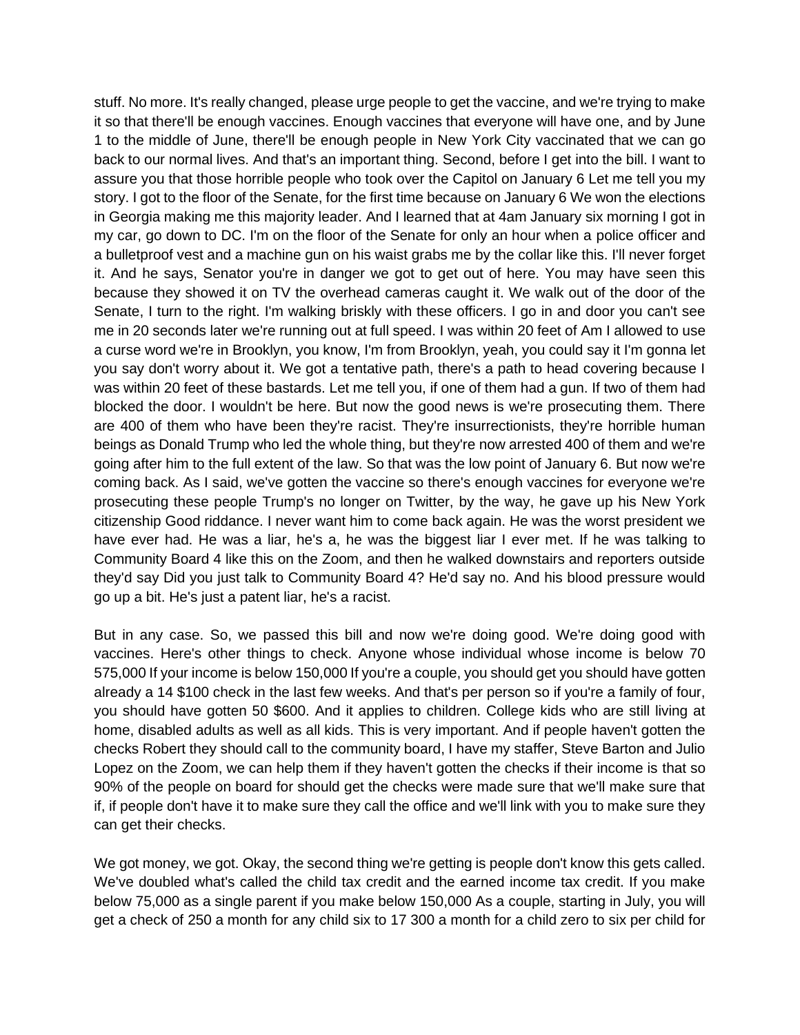stuff. No more. It's really changed, please urge people to get the vaccine, and we're trying to make it so that there'll be enough vaccines. Enough vaccines that everyone will have one, and by June 1 to the middle of June, there'll be enough people in New York City vaccinated that we can go back to our normal lives. And that's an important thing. Second, before I get into the bill. I want to assure you that those horrible people who took over the Capitol on January 6 Let me tell you my story. I got to the floor of the Senate, for the first time because on January 6 We won the elections in Georgia making me this majority leader. And I learned that at 4am January six morning I got in my car, go down to DC. I'm on the floor of the Senate for only an hour when a police officer and a bulletproof vest and a machine gun on his waist grabs me by the collar like this. I'll never forget it. And he says, Senator you're in danger we got to get out of here. You may have seen this because they showed it on TV the overhead cameras caught it. We walk out of the door of the Senate, I turn to the right. I'm walking briskly with these officers. I go in and door you can't see me in 20 seconds later we're running out at full speed. I was within 20 feet of Am I allowed to use a curse word we're in Brooklyn, you know, I'm from Brooklyn, yeah, you could say it I'm gonna let you say don't worry about it. We got a tentative path, there's a path to head covering because I was within 20 feet of these bastards. Let me tell you, if one of them had a gun. If two of them had blocked the door. I wouldn't be here. But now the good news is we're prosecuting them. There are 400 of them who have been they're racist. They're insurrectionists, they're horrible human beings as Donald Trump who led the whole thing, but they're now arrested 400 of them and we're going after him to the full extent of the law. So that was the low point of January 6. But now we're coming back. As I said, we've gotten the vaccine so there's enough vaccines for everyone we're prosecuting these people Trump's no longer on Twitter, by the way, he gave up his New York citizenship Good riddance. I never want him to come back again. He was the worst president we have ever had. He was a liar, he's a, he was the biggest liar I ever met. If he was talking to Community Board 4 like this on the Zoom, and then he walked downstairs and reporters outside they'd say Did you just talk to Community Board 4? He'd say no. And his blood pressure would go up a bit. He's just a patent liar, he's a racist.

But in any case. So, we passed this bill and now we're doing good. We're doing good with vaccines. Here's other things to check. Anyone whose individual whose income is below 70 575,000 If your income is below 150,000 If you're a couple, you should get you should have gotten already a 14 $100 check in the last few weeks. And that's per person so if you're a family of four, you should have gotten 50 $600. And it applies to children. College kids who are still living at home, disabled adults as well as all kids. This is very important. And if people haven't gotten the checks Robert they should call to the community board, I have my staffer, Steve Barton and Julio Lopez on the Zoom, we can help them if they haven't gotten the checks if their income is that so 90% of the people on board for should get the checks were made sure that we'll make sure that if, if people don't have it to make sure they call the office and we'll link with you to make sure they can get their checks.

We got money, we got. Okay, the second thing we're getting is people don't know this gets called. We've doubled what's called the child tax credit and the earned income tax credit. If you make below 75,000 as a single parent if you make below 150,000 As a couple, starting in July, you will get a check of 250 a month for any child six to 17 300 a month for a child zero to six per child for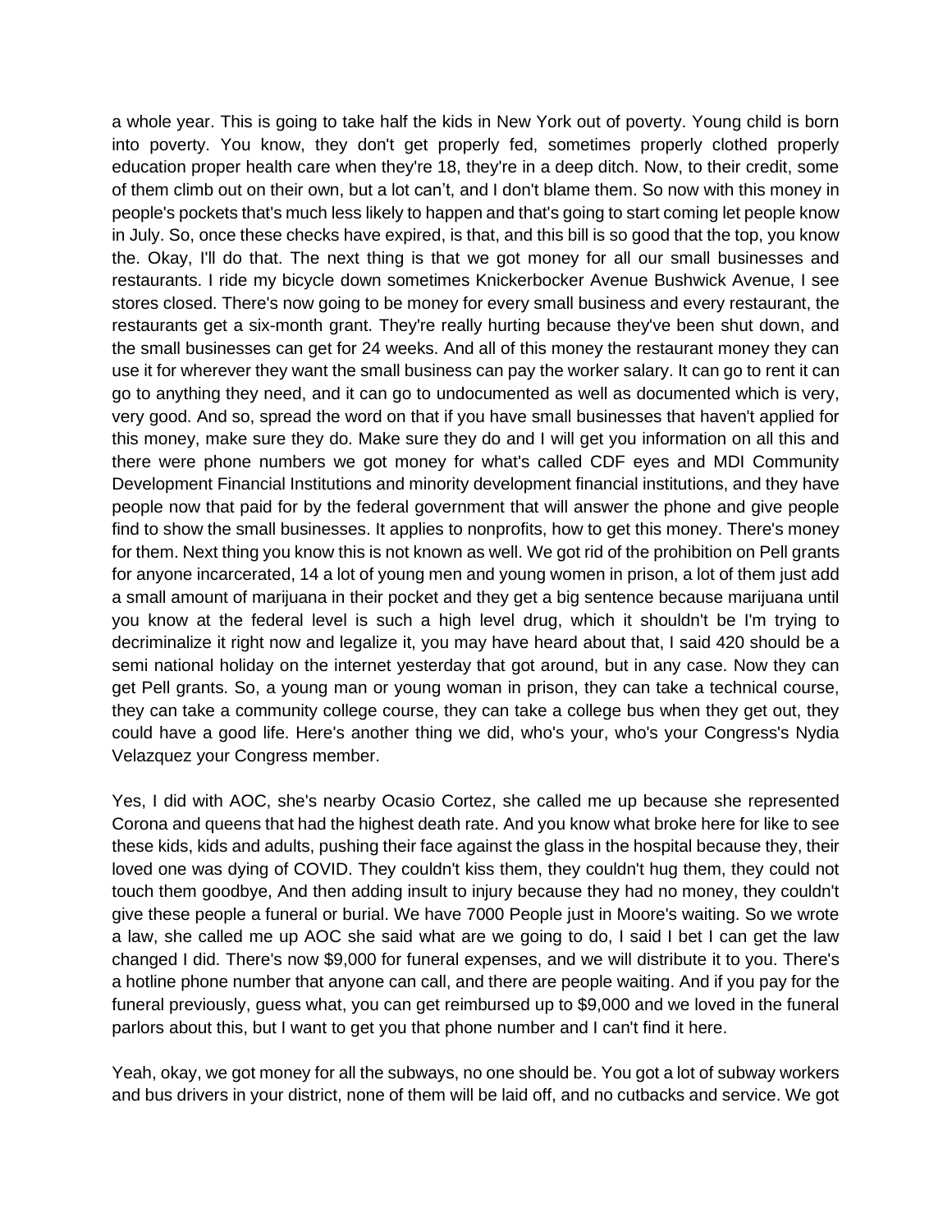a whole year. This is going to take half the kids in New York out of poverty. Young child is born into poverty. You know, they don't get properly fed, sometimes properly clothed properly education proper health care when they're 18, they're in a deep ditch. Now, to their credit, some of them climb out on their own, but a lot can't, and I don't blame them. So now with this money in people's pockets that's much less likely to happen and that's going to start coming let people know in July. So, once these checks have expired, is that, and this bill is so good that the top, you know the. Okay, I'll do that. The next thing is that we got money for all our small businesses and restaurants. I ride my bicycle down sometimes Knickerbocker Avenue Bushwick Avenue, I see stores closed. There's now going to be money for every small business and every restaurant, the restaurants get a six-month grant. They're really hurting because they've been shut down, and the small businesses can get for 24 weeks. And all of this money the restaurant money they can use it for wherever they want the small business can pay the worker salary. It can go to rent it can go to anything they need, and it can go to undocumented as well as documented which is very, very good. And so, spread the word on that if you have small businesses that haven't applied for this money, make sure they do. Make sure they do and I will get you information on all this and there were phone numbers we got money for what's called CDF eyes and MDI Community Development Financial Institutions and minority development financial institutions, and they have people now that paid for by the federal government that will answer the phone and give people find to show the small businesses. It applies to nonprofits, how to get this money. There's money for them. Next thing you know this is not known as well. We got rid of the prohibition on Pell grants for anyone incarcerated, 14 a lot of young men and young women in prison, a lot of them just add a small amount of marijuana in their pocket and they get a big sentence because marijuana until you know at the federal level is such a high level drug, which it shouldn't be I'm trying to decriminalize it right now and legalize it, you may have heard about that, I said 420 should be a semi national holiday on the internet yesterday that got around, but in any case. Now they can get Pell grants. So, a young man or young woman in prison, they can take a technical course, they can take a community college course, they can take a college bus when they get out, they could have a good life. Here's another thing we did, who's your, who's your Congress's Nydia Velazquez your Congress member.

Yes, I did with AOC, she's nearby Ocasio Cortez, she called me up because she represented Corona and queens that had the highest death rate. And you know what broke here for like to see these kids, kids and adults, pushing their face against the glass in the hospital because they, their loved one was dying of COVID. They couldn't kiss them, they couldn't hug them, they could not touch them goodbye, And then adding insult to injury because they had no money, they couldn't give these people a funeral or burial. We have 7000 People just in Moore's waiting. So we wrote a law, she called me up AOC she said what are we going to do, I said I bet I can get the law changed I did. There's now $9,000 for funeral expenses, and we will distribute it to you. There's a hotline phone number that anyone can call, and there are people waiting. And if you pay for the funeral previously, guess what, you can get reimbursed up to $9,000 and we loved in the funeral parlors about this, but I want to get you that phone number and I can't find it here.

Yeah, okay, we got money for all the subways, no one should be. You got a lot of subway workers and bus drivers in your district, none of them will be laid off, and no cutbacks and service. We got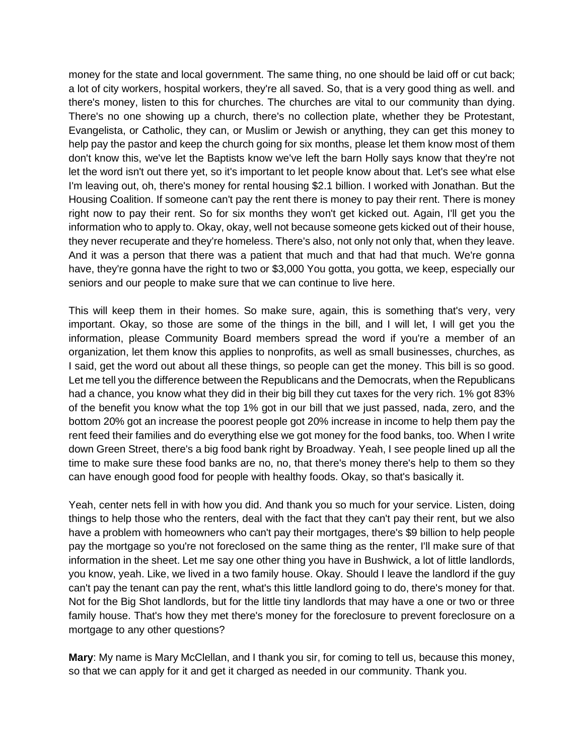money for the state and local government. The same thing, no one should be laid off or cut back; a lot of city workers, hospital workers, they're all saved. So, that is a very good thing as well. and there's money, listen to this for churches. The churches are vital to our community than dying. There's no one showing up a church, there's no collection plate, whether they be Protestant, Evangelista, or Catholic, they can, or Muslim or Jewish or anything, they can get this money to help pay the pastor and keep the church going for six months, please let them know most of them don't know this, we've let the Baptists know we've left the barn Holly says know that they're not let the word isn't out there yet, so it's important to let people know about that. Let's see what else I'm leaving out, oh, there's money for rental housing $2.1 billion. I worked with Jonathan. But the Housing Coalition. If someone can't pay the rent there is money to pay their rent. There is money right now to pay their rent. So for six months they won't get kicked out. Again, I'll get you the information who to apply to. Okay, okay, well not because someone gets kicked out of their house, they never recuperate and they're homeless. There's also, not only not only that, when they leave. And it was a person that there was a patient that much and that had that much. We're gonna have, they're gonna have the right to two or $3,000 You gotta, you gotta, we keep, especially our seniors and our people to make sure that we can continue to live here.

This will keep them in their homes. So make sure, again, this is something that's very, very important. Okay, so those are some of the things in the bill, and I will let, I will get you the information, please Community Board members spread the word if you're a member of an organization, let them know this applies to nonprofits, as well as small businesses, churches, as I said, get the word out about all these things, so people can get the money. This bill is so good. Let me tell you the difference between the Republicans and the Democrats, when the Republicans had a chance, you know what they did in their big bill they cut taxes for the very rich. 1% got 83% of the benefit you know what the top 1% got in our bill that we just passed, nada, zero, and the bottom 20% got an increase the poorest people got 20% increase in income to help them pay the rent feed their families and do everything else we got money for the food banks, too. When I write down Green Street, there's a big food bank right by Broadway. Yeah, I see people lined up all the time to make sure these food banks are no, no, that there's money there's help to them so they can have enough good food for people with healthy foods. Okay, so that's basically it.

Yeah, center nets fell in with how you did. And thank you so much for your service. Listen, doing things to help those who the renters, deal with the fact that they can't pay their rent, but we also have a problem with homeowners who can't pay their mortgages, there's $9 billion to help people pay the mortgage so you're not foreclosed on the same thing as the renter, I'll make sure of that information in the sheet. Let me say one other thing you have in Bushwick, a lot of little landlords, you know, yeah. Like, we lived in a two family house. Okay. Should I leave the landlord if the guy can't pay the tenant can pay the rent, what's this little landlord going to do, there's money for that. Not for the Big Shot landlords, but for the little tiny landlords that may have a one or two or three family house. That's how they met there's money for the foreclosure to prevent foreclosure on a mortgage to any other questions?

**Mary**: My name is Mary McClellan, and I thank you sir, for coming to tell us, because this money, so that we can apply for it and get it charged as needed in our community. Thank you.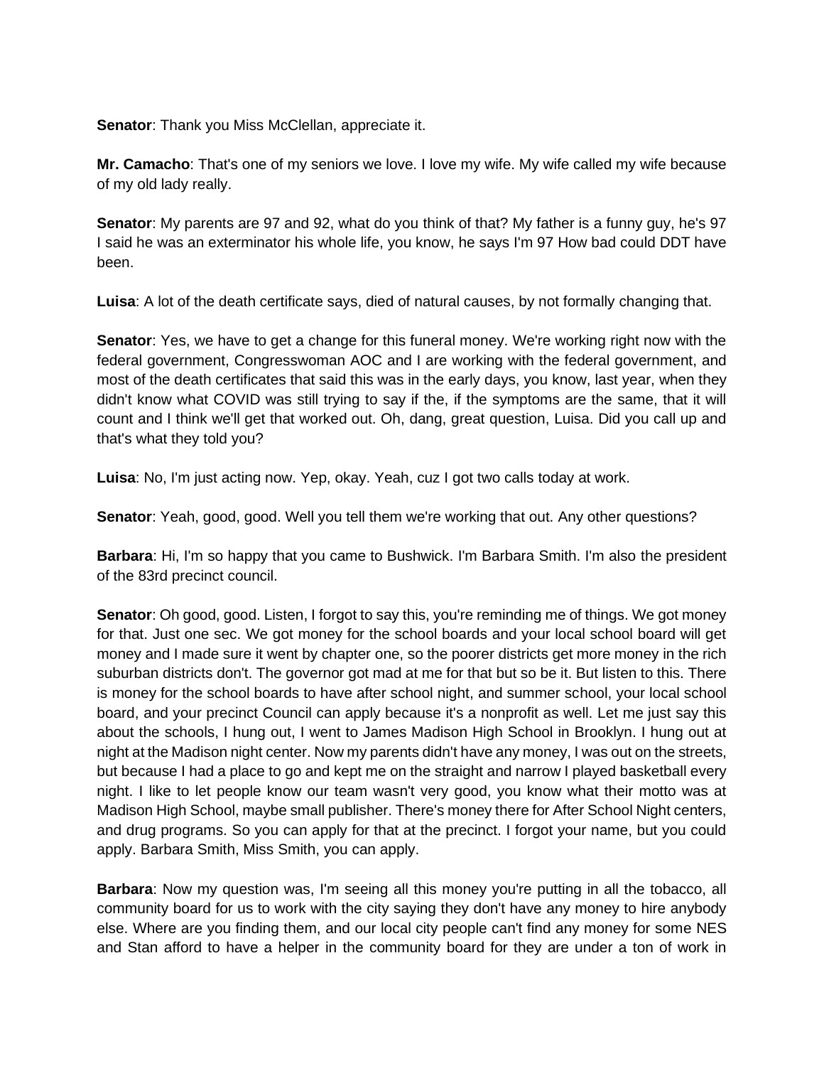**Senator**: Thank you Miss McClellan, appreciate it.

**Mr. Camacho**: That's one of my seniors we love. I love my wife. My wife called my wife because of my old lady really.

**Senator**: My parents are 97 and 92, what do you think of that? My father is a funny guy, he's 97 I said he was an exterminator his whole life, you know, he says I'm 97 How bad could DDT have been.

**Luisa**: A lot of the death certificate says, died of natural causes, by not formally changing that.

**Senator**: Yes, we have to get a change for this funeral money. We're working right now with the federal government, Congresswoman AOC and I are working with the federal government, and most of the death certificates that said this was in the early days, you know, last year, when they didn't know what COVID was still trying to say if the, if the symptoms are the same, that it will count and I think we'll get that worked out. Oh, dang, great question, Luisa. Did you call up and that's what they told you?

**Luisa**: No, I'm just acting now. Yep, okay. Yeah, cuz I got two calls today at work.

**Senator**: Yeah, good, good. Well you tell them we're working that out. Any other questions?

**Barbara**: Hi, I'm so happy that you came to Bushwick. I'm Barbara Smith. I'm also the president of the 83rd precinct council.

**Senator**: Oh good, good. Listen, I forgot to say this, you're reminding me of things. We got money for that. Just one sec. We got money for the school boards and your local school board will get money and I made sure it went by chapter one, so the poorer districts get more money in the rich suburban districts don't. The governor got mad at me for that but so be it. But listen to this. There is money for the school boards to have after school night, and summer school, your local school board, and your precinct Council can apply because it's a nonprofit as well. Let me just say this about the schools, I hung out, I went to James Madison High School in Brooklyn. I hung out at night at the Madison night center. Now my parents didn't have any money, I was out on the streets, but because I had a place to go and kept me on the straight and narrow I played basketball every night. I like to let people know our team wasn't very good, you know what their motto was at Madison High School, maybe small publisher. There's money there for After School Night centers, and drug programs. So you can apply for that at the precinct. I forgot your name, but you could apply. Barbara Smith, Miss Smith, you can apply.

**Barbara**: Now my question was, I'm seeing all this money you're putting in all the tobacco, all community board for us to work with the city saying they don't have any money to hire anybody else. Where are you finding them, and our local city people can't find any money for some NES and Stan afford to have a helper in the community board for they are under a ton of work in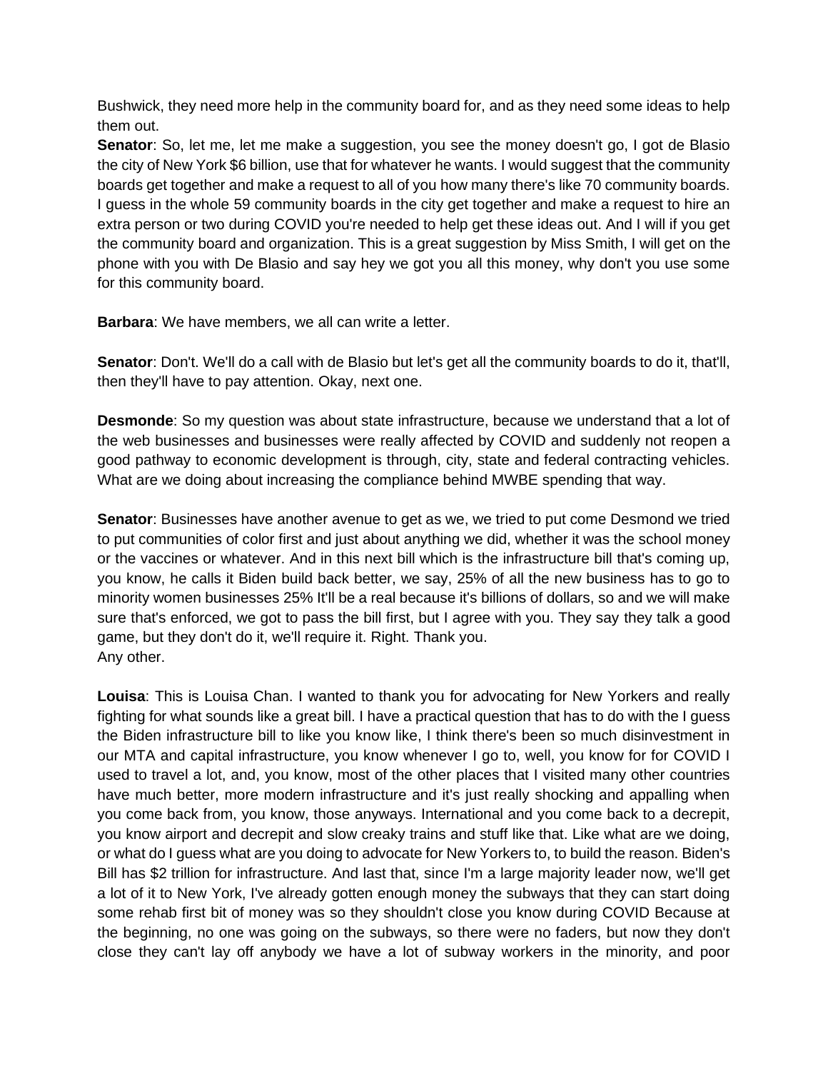Bushwick, they need more help in the community board for, and as they need some ideas to help them out.

**Senator**: So, let me, let me make a suggestion, you see the money doesn't go, I got de Blasio the city of New York $6 billion, use that for whatever he wants. I would suggest that the community boards get together and make a request to all of you how many there's like 70 community boards. I guess in the whole 59 community boards in the city get together and make a request to hire an extra person or two during COVID you're needed to help get these ideas out. And I will if you get the community board and organization. This is a great suggestion by Miss Smith, I will get on the phone with you with De Blasio and say hey we got you all this money, why don't you use some for this community board.

**Barbara**: We have members, we all can write a letter.

**Senator**: Don't. We'll do a call with de Blasio but let's get all the community boards to do it, that'll, then they'll have to pay attention. Okay, next one.

**Desmonde**: So my question was about state infrastructure, because we understand that a lot of the web businesses and businesses were really affected by COVID and suddenly not reopen a good pathway to economic development is through, city, state and federal contracting vehicles. What are we doing about increasing the compliance behind MWBE spending that way.

**Senator**: Businesses have another avenue to get as we, we tried to put come Desmond we tried to put communities of color first and just about anything we did, whether it was the school money or the vaccines or whatever. And in this next bill which is the infrastructure bill that's coming up, you know, he calls it Biden build back better, we say, 25% of all the new business has to go to minority women businesses 25% It'll be a real because it's billions of dollars, so and we will make sure that's enforced, we got to pass the bill first, but I agree with you. They say they talk a good game, but they don't do it, we'll require it. Right. Thank you.
Any other.

**Louisa**: This is Louisa Chan. I wanted to thank you for advocating for New Yorkers and really fighting for what sounds like a great bill. I have a practical question that has to do with the I guess the Biden infrastructure bill to like you know like, I think there's been so much disinvestment in our MTA and capital infrastructure, you know whenever I go to, well, you know for for COVID I used to travel a lot, and, you know, most of the other places that I visited many other countries have much better, more modern infrastructure and it's just really shocking and appalling when you come back from, you know, those anyways. International and you come back to a decrepit, you know airport and decrepit and slow creaky trains and stuff like that. Like what are we doing, or what do I guess what are you doing to advocate for New Yorkers to, to build the reason. Biden's Bill has $2 trillion for infrastructure. And last that, since I'm a large majority leader now, we'll get a lot of it to New York, I've already gotten enough money the subways that they can start doing some rehab first bit of money was so they shouldn't close you know during COVID Because at the beginning, no one was going on the subways, so there were no faders, but now they don't close they can't lay off anybody we have a lot of subway workers in the minority, and poor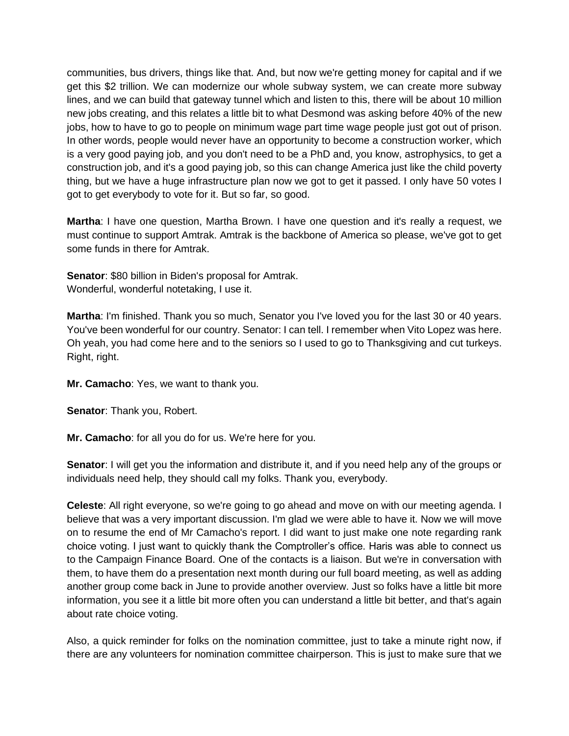communities, bus drivers, things like that. And, but now we're getting money for capital and if we get this $2 trillion. We can modernize our whole subway system, we can create more subway lines, and we can build that gateway tunnel which and listen to this, there will be about 10 million new jobs creating, and this relates a little bit to what Desmond was asking before 40% of the new jobs, how to have to go to people on minimum wage part time wage people just got out of prison. In other words, people would never have an opportunity to become a construction worker, which is a very good paying job, and you don't need to be a PhD and, you know, astrophysics, to get a construction job, and it's a good paying job, so this can change America just like the child poverty thing, but we have a huge infrastructure plan now we got to get it passed. I only have 50 votes I got to get everybody to vote for it. But so far, so good.

**Martha**: I have one question, Martha Brown. I have one question and it's really a request, we must continue to support Amtrak. Amtrak is the backbone of America so please, we've got to get some funds in there for Amtrak.

**Senator**: $80 billion in Biden's proposal for Amtrak.
Wonderful, wonderful notetaking, I use it.

**Martha**: I'm finished. Thank you so much, Senator you I've loved you for the last 30 or 40 years. You've been wonderful for our country. Senator: I can tell. I remember when Vito Lopez was here. Oh yeah, you had come here and to the seniors so I used to go to Thanksgiving and cut turkeys. Right, right.

**Mr. Camacho**: Yes, we want to thank you.

**Senator**: Thank you, Robert.

**Mr. Camacho**: for all you do for us. We're here for you.

**Senator**: I will get you the information and distribute it, and if you need help any of the groups or individuals need help, they should call my folks. Thank you, everybody.

**Celeste**: All right everyone, so we're going to go ahead and move on with our meeting agenda. I believe that was a very important discussion. I'm glad we were able to have it. Now we will move on to resume the end of Mr Camacho's report. I did want to just make one note regarding rank choice voting. I just want to quickly thank the Comptroller's office. Haris was able to connect us to the Campaign Finance Board. One of the contacts is a liaison. But we're in conversation with them, to have them do a presentation next month during our full board meeting, as well as adding another group come back in June to provide another overview. Just so folks have a little bit more information, you see it a little bit more often you can understand a little bit better, and that's again about rate choice voting.

Also, a quick reminder for folks on the nomination committee, just to take a minute right now, if there are any volunteers for nomination committee chairperson. This is just to make sure that we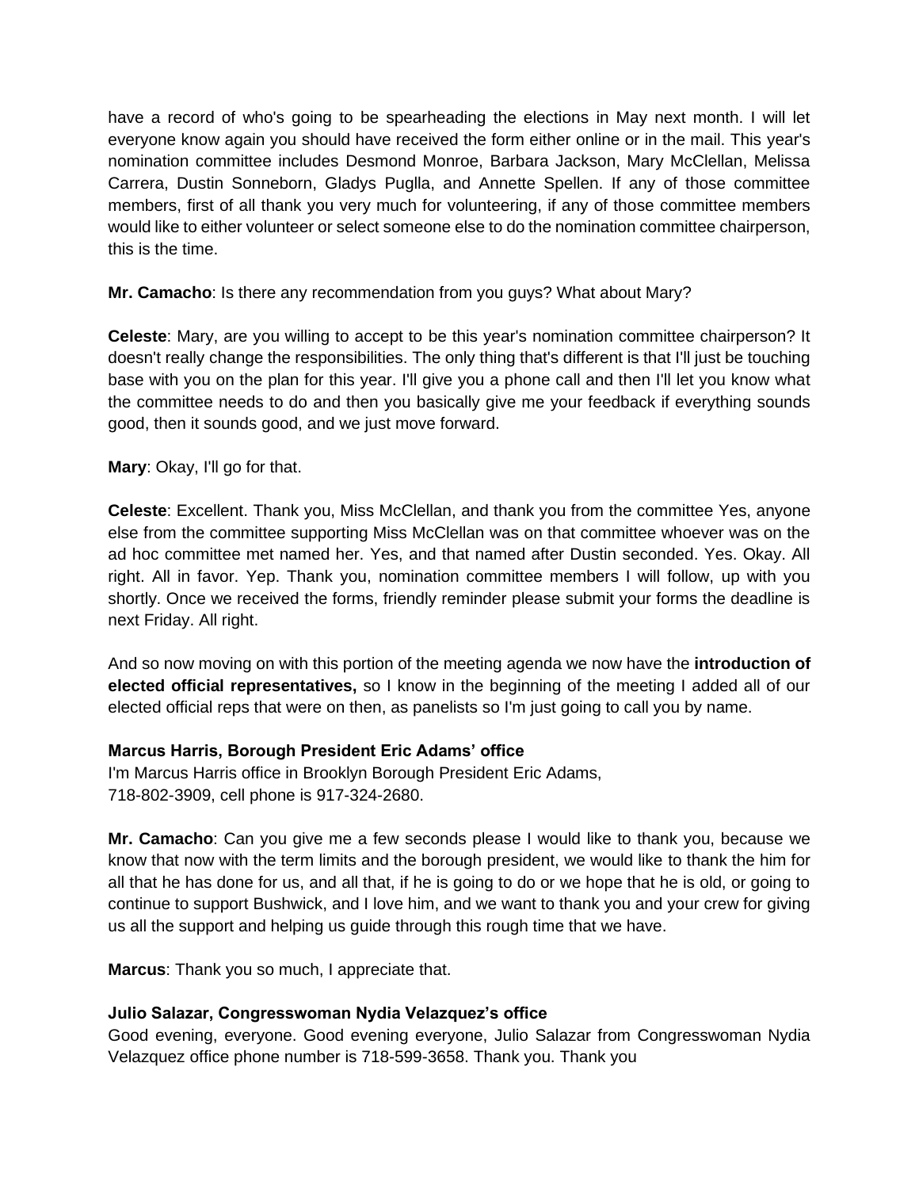have a record of who's going to be spearheading the elections in May next month. I will let everyone know again you should have received the form either online or in the mail. This year's nomination committee includes Desmond Monroe, Barbara Jackson, Mary McClellan, Melissa Carrera, Dustin Sonneborn, Gladys Puglla, and Annette Spellen. If any of those committee members, first of all thank you very much for volunteering, if any of those committee members would like to either volunteer or select someone else to do the nomination committee chairperson, this is the time.

**Mr. Camacho**: Is there any recommendation from you guys? What about Mary?

**Celeste**: Mary, are you willing to accept to be this year's nomination committee chairperson? It doesn't really change the responsibilities. The only thing that's different is that I'll just be touching base with you on the plan for this year. I'll give you a phone call and then I'll let you know what the committee needs to do and then you basically give me your feedback if everything sounds good, then it sounds good, and we just move forward.

**Mary**: Okay, I'll go for that.

**Celeste**: Excellent. Thank you, Miss McClellan, and thank you from the committee Yes, anyone else from the committee supporting Miss McClellan was on that committee whoever was on the ad hoc committee met named her. Yes, and that named after Dustin seconded. Yes. Okay. All right. All in favor. Yep. Thank you, nomination committee members I will follow, up with you shortly. Once we received the forms, friendly reminder please submit your forms the deadline is next Friday. All right.

And so now moving on with this portion of the meeting agenda we now have the **introduction of elected official representatives,** so I know in the beginning of the meeting I added all of our elected official reps that were on then, as panelists so I'm just going to call you by name.

**Marcus Harris, Borough President Eric Adams' office**
I'm Marcus Harris office in Brooklyn Borough President Eric Adams,
718-802-3909, cell phone is 917-324-2680.

**Mr. Camacho**: Can you give me a few seconds please I would like to thank you, because we know that now with the term limits and the borough president, we would like to thank the him for all that he has done for us, and all that, if he is going to do or we hope that he is old, or going to continue to support Bushwick, and I love him, and we want to thank you and your crew for giving us all the support and helping us guide through this rough time that we have.

**Marcus**: Thank you so much, I appreciate that.

**Julio Salazar, Congresswoman Nydia Velazquez's office**
Good evening, everyone. Good evening everyone, Julio Salazar from Congresswoman Nydia Velazquez office phone number is 718-599-3658. Thank you. Thank you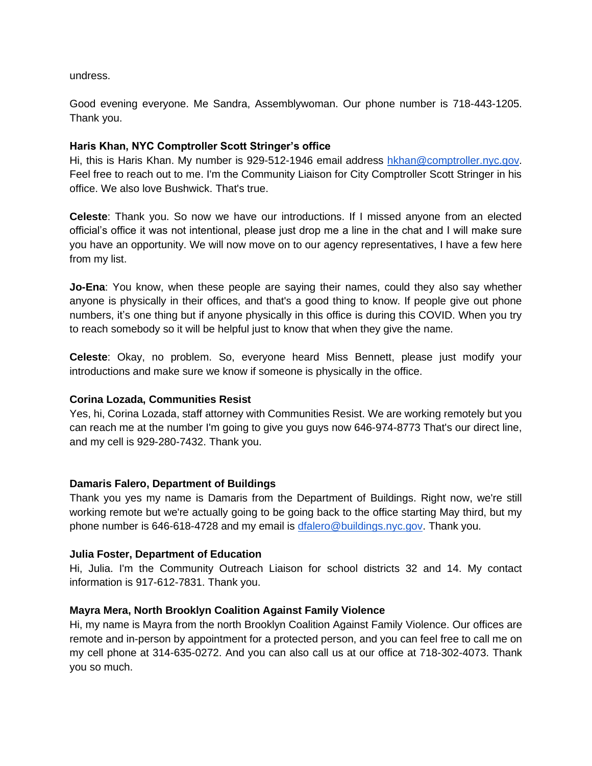undress.

Good evening everyone. Me Sandra, Assemblywoman. Our phone number is 718-443-1205. Thank you.

**Haris Khan, NYC Comptroller Scott Stringer's office**
Hi, this is Haris Khan. My number is 929-512-1946 email address hkhan@comptroller.nyc.gov. Feel free to reach out to me. I'm the Community Liaison for City Comptroller Scott Stringer in his office. We also love Bushwick. That's true.

**Celeste**: Thank you. So now we have our introductions. If I missed anyone from an elected official's office it was not intentional, please just drop me a line in the chat and I will make sure you have an opportunity. We will now move on to our agency representatives, I have a few here from my list.

**Jo-Ena**: You know, when these people are saying their names, could they also say whether anyone is physically in their offices, and that's a good thing to know. If people give out phone numbers, it's one thing but if anyone physically in this office is during this COVID. When you try to reach somebody so it will be helpful just to know that when they give the name.

**Celeste**: Okay, no problem. So, everyone heard Miss Bennett, please just modify your introductions and make sure we know if someone is physically in the office.

**Corina Lozada, Communities Resist**
Yes, hi, Corina Lozada, staff attorney with Communities Resist. We are working remotely but you can reach me at the number I'm going to give you guys now 646-974-8773 That's our direct line, and my cell is 929-280-7432. Thank you.

**Damaris Falero, Department of Buildings**
Thank you yes my name is Damaris from the Department of Buildings. Right now, we're still working remote but we're actually going to be going back to the office starting May third, but my phone number is 646-618-4728 and my email is dfalero@buildings.nyc.gov. Thank you.

**Julia Foster, Department of Education**
Hi, Julia. I'm the Community Outreach Liaison for school districts 32 and 14. My contact information is 917-612-7831. Thank you.

**Mayra Mera, North Brooklyn Coalition Against Family Violence**
Hi, my name is Mayra from the north Brooklyn Coalition Against Family Violence. Our offices are remote and in-person by appointment for a protected person, and you can feel free to call me on my cell phone at 314-635-0272. And you can also call us at our office at 718-302-4073. Thank you so much.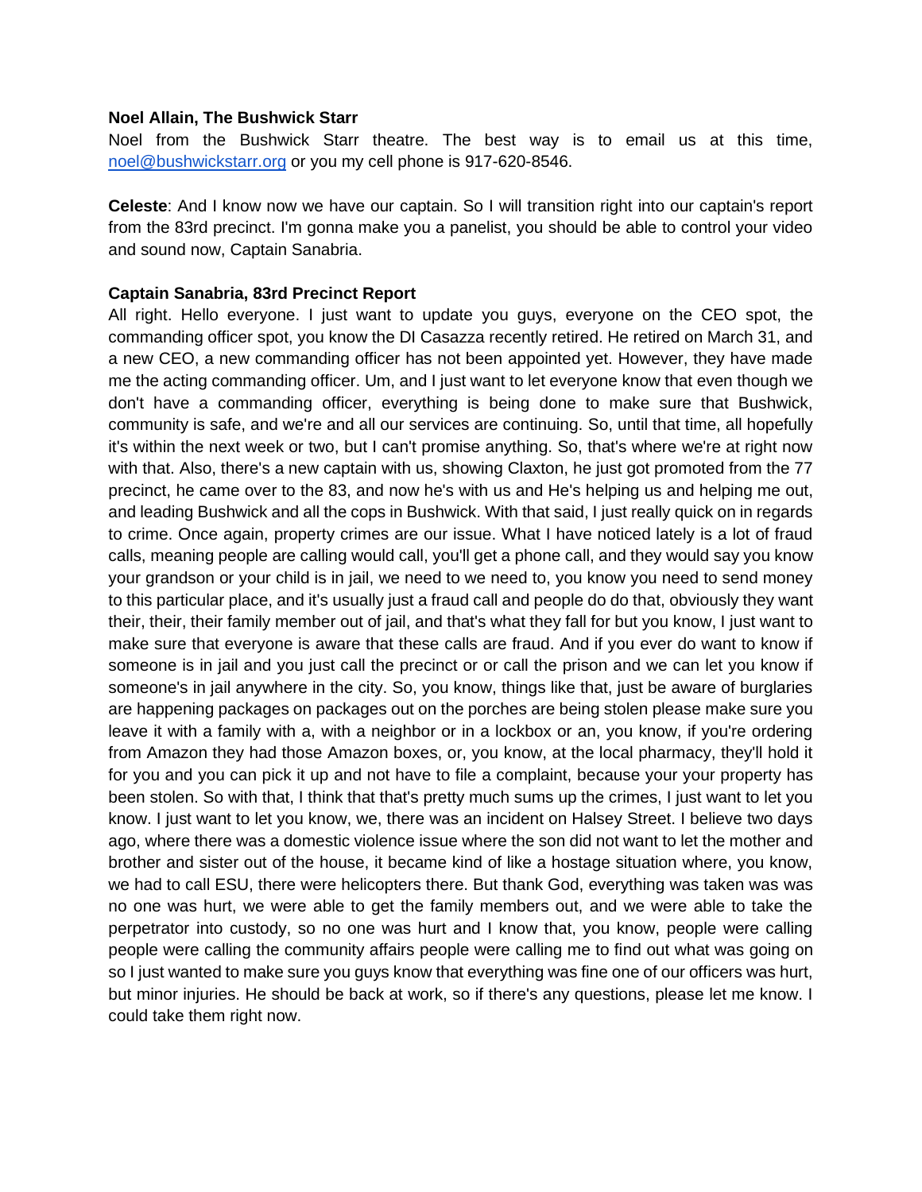**Noel Allain, The Bushwick Starr**
Noel from the Bushwick Starr theatre. The best way is to email us at this time, noel@bushwickstarr.org or you my cell phone is 917-620-8546.

**Celeste**: And I know now we have our captain. So I will transition right into our captain's report from the 83rd precinct. I'm gonna make you a panelist, you should be able to control your video and sound now, Captain Sanabria.

**Captain Sanabria, 83rd Precinct Report**
All right. Hello everyone. I just want to update you guys, everyone on the CEO spot, the commanding officer spot, you know the DI Casazza recently retired. He retired on March 31, and a new CEO, a new commanding officer has not been appointed yet. However, they have made me the acting commanding officer. Um, and I just want to let everyone know that even though we don't have a commanding officer, everything is being done to make sure that Bushwick, community is safe, and we're and all our services are continuing. So, until that time, all hopefully it's within the next week or two, but I can't promise anything. So, that's where we're at right now with that. Also, there's a new captain with us, showing Claxton, he just got promoted from the 77 precinct, he came over to the 83, and now he's with us and He's helping us and helping me out, and leading Bushwick and all the cops in Bushwick. With that said, I just really quick on in regards to crime. Once again, property crimes are our issue. What I have noticed lately is a lot of fraud calls, meaning people are calling would call, you'll get a phone call, and they would say you know your grandson or your child is in jail, we need to we need to, you know you need to send money to this particular place, and it's usually just a fraud call and people do do that, obviously they want their, their, their family member out of jail, and that's what they fall for but you know, I just want to make sure that everyone is aware that these calls are fraud. And if you ever do want to know if someone is in jail and you just call the precinct or or call the prison and we can let you know if someone's in jail anywhere in the city. So, you know, things like that, just be aware of burglaries are happening packages on packages out on the porches are being stolen please make sure you leave it with a family with a, with a neighbor or in a lockbox or an, you know, if you're ordering from Amazon they had those Amazon boxes, or, you know, at the local pharmacy, they'll hold it for you and you can pick it up and not have to file a complaint, because your your property has been stolen. So with that, I think that that's pretty much sums up the crimes, I just want to let you know. I just want to let you know, we, there was an incident on Halsey Street. I believe two days ago, where there was a domestic violence issue where the son did not want to let the mother and brother and sister out of the house, it became kind of like a hostage situation where, you know, we had to call ESU, there were helicopters there. But thank God, everything was taken was was no one was hurt, we were able to get the family members out, and we were able to take the perpetrator into custody, so no one was hurt and I know that, you know, people were calling people were calling the community affairs people were calling me to find out what was going on so I just wanted to make sure you guys know that everything was fine one of our officers was hurt, but minor injuries. He should be back at work, so if there's any questions, please let me know. I could take them right now.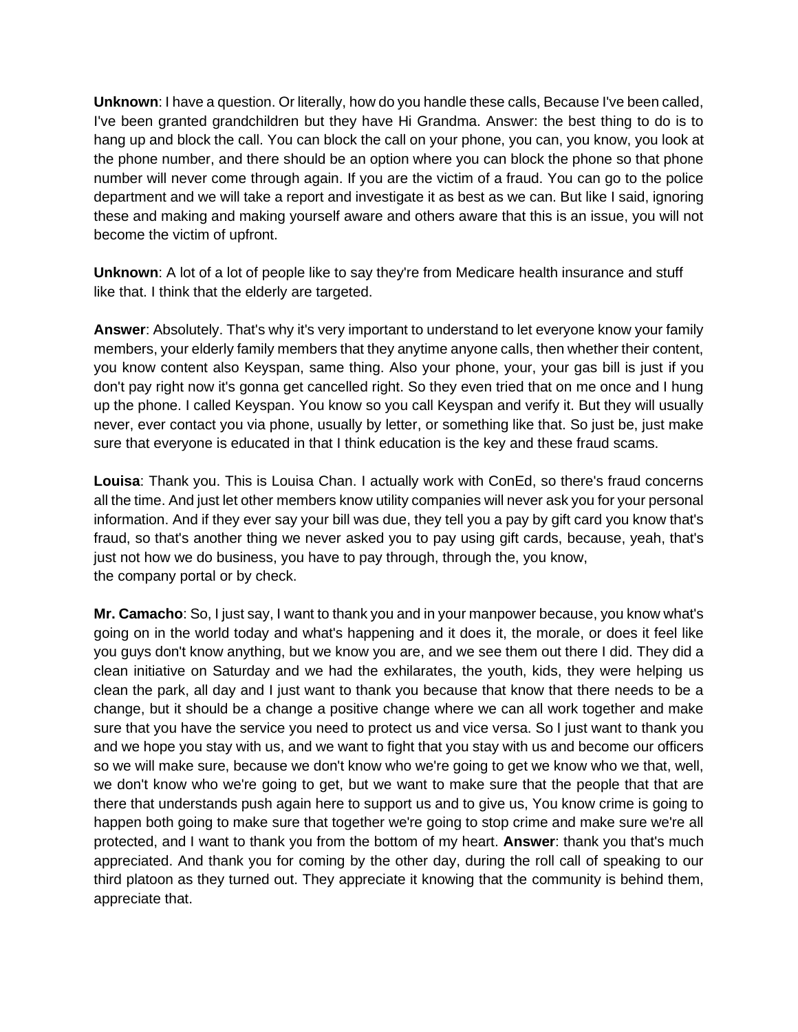**Unknown**: I have a question. Or literally, how do you handle these calls, Because I've been called, I've been granted grandchildren but they have Hi Grandma. Answer: the best thing to do is to hang up and block the call. You can block the call on your phone, you can, you know, you look at the phone number, and there should be an option where you can block the phone so that phone number will never come through again. If you are the victim of a fraud. You can go to the police department and we will take a report and investigate it as best as we can. But like I said, ignoring these and making and making yourself aware and others aware that this is an issue, you will not become the victim of upfront.

**Unknown**: A lot of a lot of people like to say they're from Medicare health insurance and stuff like that. I think that the elderly are targeted.

**Answer**: Absolutely. That's why it's very important to understand to let everyone know your family members, your elderly family members that they anytime anyone calls, then whether their content, you know content also Keyspan, same thing. Also your phone, your, your gas bill is just if you don't pay right now it's gonna get cancelled right. So they even tried that on me once and I hung up the phone. I called Keyspan. You know so you call Keyspan and verify it. But they will usually never, ever contact you via phone, usually by letter, or something like that. So just be, just make sure that everyone is educated in that I think education is the key and these fraud scams.

**Louisa**: Thank you. This is Louisa Chan. I actually work with ConEd, so there's fraud concerns all the time. And just let other members know utility companies will never ask you for your personal information. And if they ever say your bill was due, they tell you a pay by gift card you know that's fraud, so that's another thing we never asked you to pay using gift cards, because, yeah, that's just not how we do business, you have to pay through, through the, you know,
the company portal or by check.

**Mr. Camacho**: So, I just say, I want to thank you and in your manpower because, you know what's going on in the world today and what's happening and it does it, the morale, or does it feel like you guys don't know anything, but we know you are, and we see them out there I did. They did a clean initiative on Saturday and we had the exhilarates, the youth, kids, they were helping us clean the park, all day and I just want to thank you because that know that there needs to be a change, but it should be a change a positive change where we can all work together and make sure that you have the service you need to protect us and vice versa. So I just want to thank you and we hope you stay with us, and we want to fight that you stay with us and become our officers so we will make sure, because we don't know who we're going to get we know who we that, well, we don't know who we're going to get, but we want to make sure that the people that that are there that understands push again here to support us and to give us, You know crime is going to happen both going to make sure that together we're going to stop crime and make sure we're all protected, and I want to thank you from the bottom of my heart. **Answer**: thank you that's much appreciated. And thank you for coming by the other day, during the roll call of speaking to our third platoon as they turned out. They appreciate it knowing that the community is behind them, appreciate that.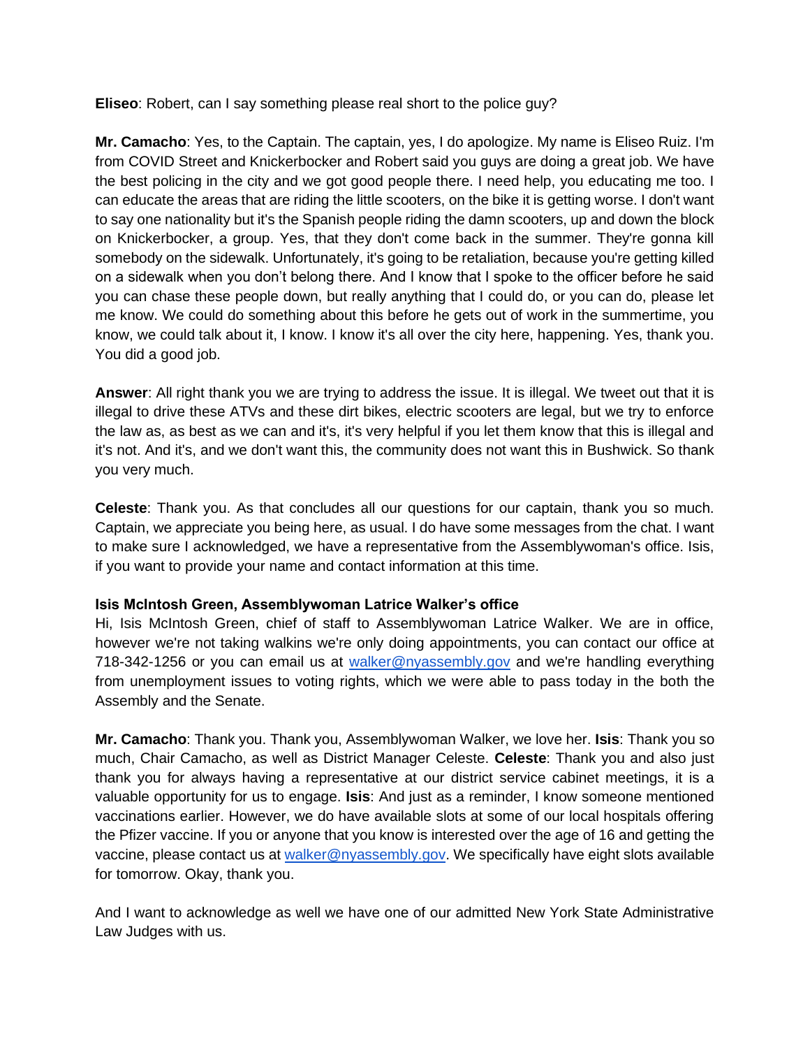**Eliseo**: Robert, can I say something please real short to the police guy?

**Mr. Camacho**: Yes, to the Captain. The captain, yes, I do apologize. My name is Eliseo Ruiz. I'm from COVID Street and Knickerbocker and Robert said you guys are doing a great job. We have the best policing in the city and we got good people there. I need help, you educating me too. I can educate the areas that are riding the little scooters, on the bike it is getting worse. I don't want to say one nationality but it's the Spanish people riding the damn scooters, up and down the block on Knickerbocker, a group. Yes, that they don't come back in the summer. They're gonna kill somebody on the sidewalk. Unfortunately, it's going to be retaliation, because you're getting killed on a sidewalk when you don't belong there. And I know that I spoke to the officer before he said you can chase these people down, but really anything that I could do, or you can do, please let me know. We could do something about this before he gets out of work in the summertime, you know, we could talk about it, I know. I know it's all over the city here, happening. Yes, thank you. You did a good job.

**Answer**: All right thank you we are trying to address the issue. It is illegal. We tweet out that it is illegal to drive these ATVs and these dirt bikes, electric scooters are legal, but we try to enforce the law as, as best as we can and it's, it's very helpful if you let them know that this is illegal and it's not. And it's, and we don't want this, the community does not want this in Bushwick. So thank you very much.

**Celeste**: Thank you. As that concludes all our questions for our captain, thank you so much. Captain, we appreciate you being here, as usual. I do have some messages from the chat. I want to make sure I acknowledged, we have a representative from the Assemblywoman's office. Isis, if you want to provide your name and contact information at this time.

**Isis McIntosh Green, Assemblywoman Latrice Walker's office**

Hi, Isis McIntosh Green, chief of staff to Assemblywoman Latrice Walker. We are in office, however we're not taking walkins we're only doing appointments, you can contact our office at 718-342-1256 or you can email us at walker@nyassembly.gov and we're handling everything from unemployment issues to voting rights, which we were able to pass today in the both the Assembly and the Senate.

**Mr. Camacho**: Thank you. Thank you, Assemblywoman Walker, we love her. **Isis**: Thank you so much, Chair Camacho, as well as District Manager Celeste. **Celeste**: Thank you and also just thank you for always having a representative at our district service cabinet meetings, it is a valuable opportunity for us to engage. **Isis**: And just as a reminder, I know someone mentioned vaccinations earlier. However, we do have available slots at some of our local hospitals offering the Pfizer vaccine. If you or anyone that you know is interested over the age of 16 and getting the vaccine, please contact us at walker@nyassembly.gov. We specifically have eight slots available for tomorrow. Okay, thank you.

And I want to acknowledge as well we have one of our admitted New York State Administrative Law Judges with us.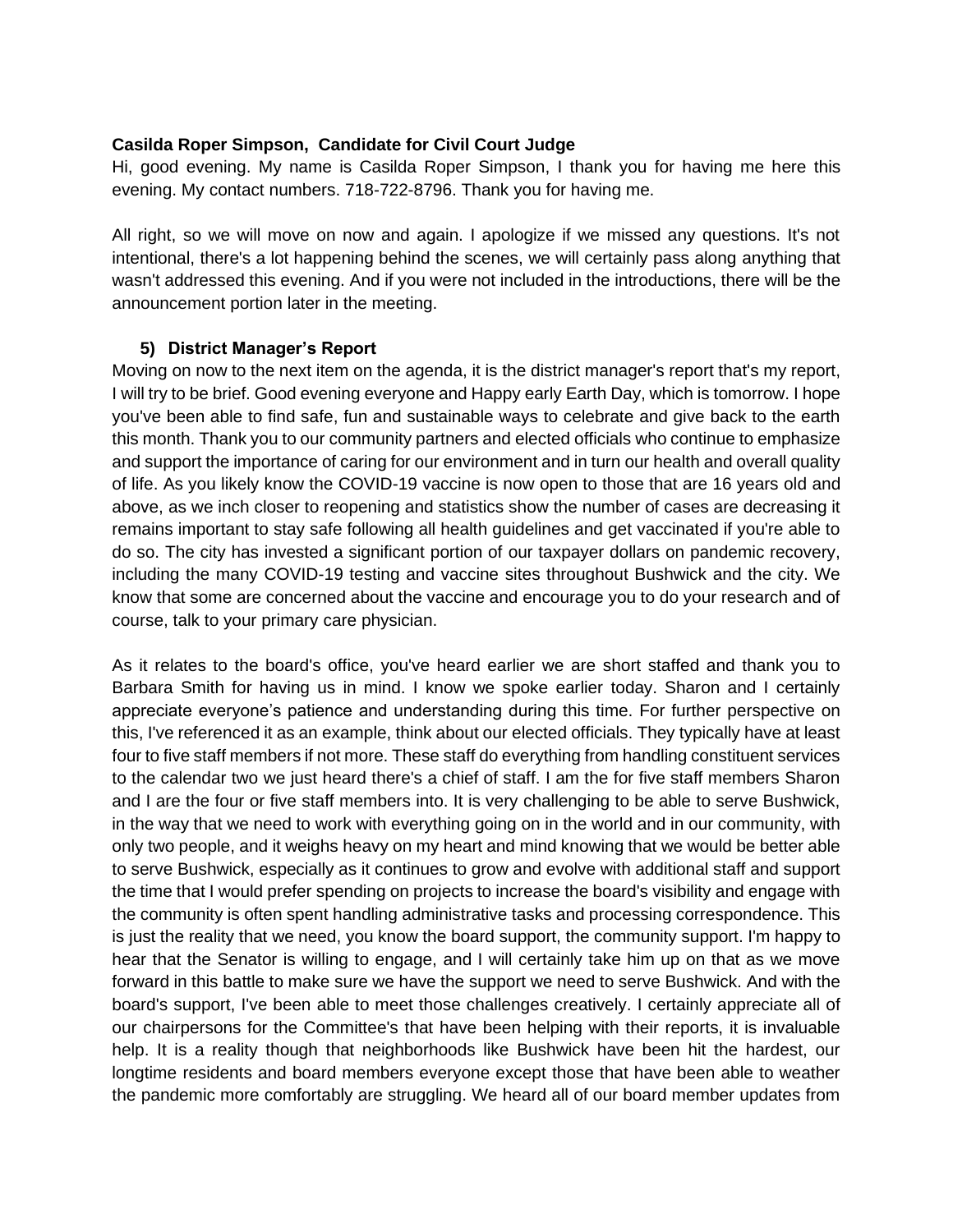**Casilda Roper Simpson, Candidate for Civil Court Judge**

Hi, good evening. My name is Casilda Roper Simpson, I thank you for having me here this evening. My contact numbers. 718-722-8796. Thank you for having me.

All right, so we will move on now and again. I apologize if we missed any questions. It's not intentional, there's a lot happening behind the scenes, we will certainly pass along anything that wasn't addressed this evening. And if you were not included in the introductions, there will be the announcement portion later in the meeting.

**5) District Manager's Report**

Moving on now to the next item on the agenda, it is the district manager's report that's my report, I will try to be brief. Good evening everyone and Happy early Earth Day, which is tomorrow. I hope you've been able to find safe, fun and sustainable ways to celebrate and give back to the earth this month. Thank you to our community partners and elected officials who continue to emphasize and support the importance of caring for our environment and in turn our health and overall quality of life. As you likely know the COVID-19 vaccine is now open to those that are 16 years old and above, as we inch closer to reopening and statistics show the number of cases are decreasing it remains important to stay safe following all health guidelines and get vaccinated if you're able to do so. The city has invested a significant portion of our taxpayer dollars on pandemic recovery, including the many COVID-19 testing and vaccine sites throughout Bushwick and the city. We know that some are concerned about the vaccine and encourage you to do your research and of course, talk to your primary care physician.

As it relates to the board's office, you've heard earlier we are short staffed and thank you to Barbara Smith for having us in mind. I know we spoke earlier today. Sharon and I certainly appreciate everyone's patience and understanding during this time. For further perspective on this, I've referenced it as an example, think about our elected officials. They typically have at least four to five staff members if not more. These staff do everything from handling constituent services to the calendar two we just heard there's a chief of staff. I am the for five staff members Sharon and I are the four or five staff members into. It is very challenging to be able to serve Bushwick, in the way that we need to work with everything going on in the world and in our community, with only two people, and it weighs heavy on my heart and mind knowing that we would be better able to serve Bushwick, especially as it continues to grow and evolve with additional staff and support the time that I would prefer spending on projects to increase the board's visibility and engage with the community is often spent handling administrative tasks and processing correspondence. This is just the reality that we need, you know the board support, the community support. I'm happy to hear that the Senator is willing to engage, and I will certainly take him up on that as we move forward in this battle to make sure we have the support we need to serve Bushwick. And with the board's support, I've been able to meet those challenges creatively. I certainly appreciate all of our chairpersons for the Committee's that have been helping with their reports, it is invaluable help. It is a reality though that neighborhoods like Bushwick have been hit the hardest, our longtime residents and board members everyone except those that have been able to weather the pandemic more comfortably are struggling. We heard all of our board member updates from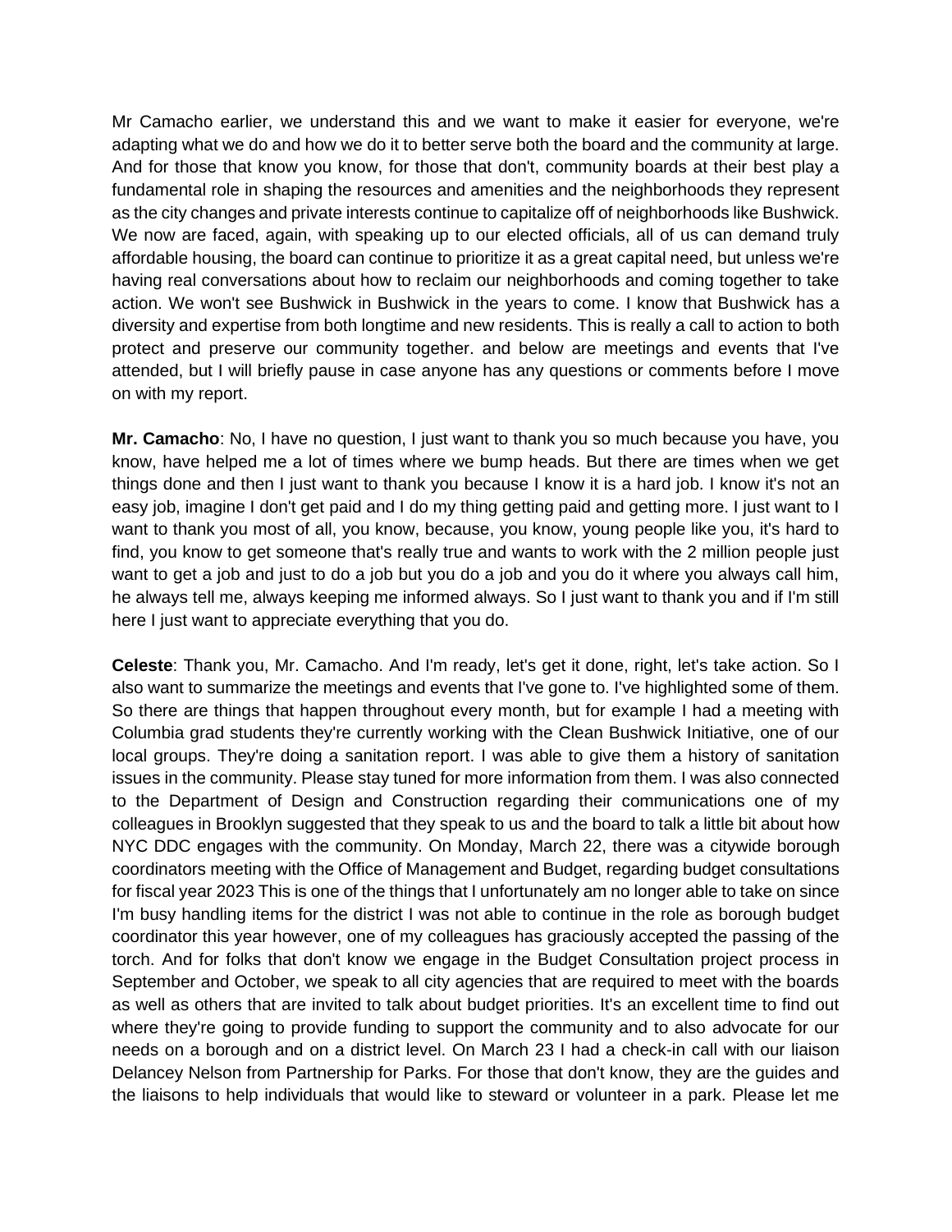Mr Camacho earlier, we understand this and we want to make it easier for everyone, we're adapting what we do and how we do it to better serve both the board and the community at large. And for those that know you know, for those that don't, community boards at their best play a fundamental role in shaping the resources and amenities and the neighborhoods they represent as the city changes and private interests continue to capitalize off of neighborhoods like Bushwick. We now are faced, again, with speaking up to our elected officials, all of us can demand truly affordable housing, the board can continue to prioritize it as a great capital need, but unless we're having real conversations about how to reclaim our neighborhoods and coming together to take action. We won't see Bushwick in Bushwick in the years to come. I know that Bushwick has a diversity and expertise from both longtime and new residents. This is really a call to action to both protect and preserve our community together. and below are meetings and events that I've attended, but I will briefly pause in case anyone has any questions or comments before I move on with my report.

**Mr. Camacho**: No, I have no question, I just want to thank you so much because you have, you know, have helped me a lot of times where we bump heads. But there are times when we get things done and then I just want to thank you because I know it is a hard job. I know it's not an easy job, imagine I don't get paid and I do my thing getting paid and getting more. I just want to I want to thank you most of all, you know, because, you know, young people like you, it's hard to find, you know to get someone that's really true and wants to work with the 2 million people just want to get a job and just to do a job but you do a job and you do it where you always call him, he always tell me, always keeping me informed always. So I just want to thank you and if I'm still here I just want to appreciate everything that you do.

**Celeste**: Thank you, Mr. Camacho. And I'm ready, let's get it done, right, let's take action. So I also want to summarize the meetings and events that I've gone to. I've highlighted some of them. So there are things that happen throughout every month, but for example I had a meeting with Columbia grad students they're currently working with the Clean Bushwick Initiative, one of our local groups. They're doing a sanitation report. I was able to give them a history of sanitation issues in the community. Please stay tuned for more information from them. I was also connected to the Department of Design and Construction regarding their communications one of my colleagues in Brooklyn suggested that they speak to us and the board to talk a little bit about how NYC DDC engages with the community. On Monday, March 22, there was a citywide borough coordinators meeting with the Office of Management and Budget, regarding budget consultations for fiscal year 2023 This is one of the things that I unfortunately am no longer able to take on since I'm busy handling items for the district I was not able to continue in the role as borough budget coordinator this year however, one of my colleagues has graciously accepted the passing of the torch. And for folks that don't know we engage in the Budget Consultation project process in September and October, we speak to all city agencies that are required to meet with the boards as well as others that are invited to talk about budget priorities. It's an excellent time to find out where they're going to provide funding to support the community and to also advocate for our needs on a borough and on a district level. On March 23 I had a check-in call with our liaison Delancey Nelson from Partnership for Parks. For those that don't know, they are the guides and the liaisons to help individuals that would like to steward or volunteer in a park. Please let me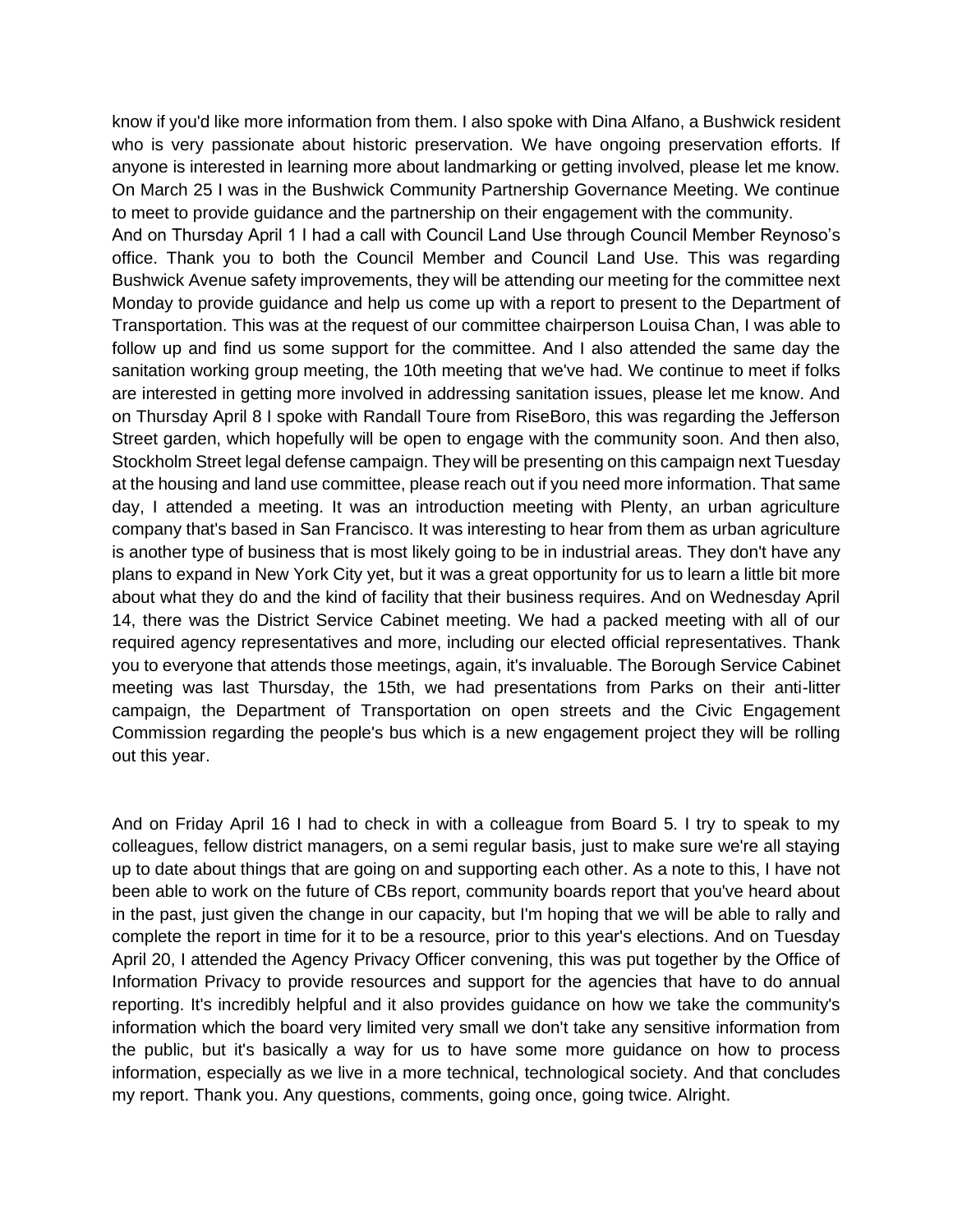know if you'd like more information from them. I also spoke with Dina Alfano, a Bushwick resident who is very passionate about historic preservation. We have ongoing preservation efforts. If anyone is interested in learning more about landmarking or getting involved, please let me know. On March 25 I was in the Bushwick Community Partnership Governance Meeting. We continue to meet to provide guidance and the partnership on their engagement with the community.
And on Thursday April 1 I had a call with Council Land Use through Council Member Reynoso's office. Thank you to both the Council Member and Council Land Use. This was regarding Bushwick Avenue safety improvements, they will be attending our meeting for the committee next Monday to provide guidance and help us come up with a report to present to the Department of Transportation. This was at the request of our committee chairperson Louisa Chan, I was able to follow up and find us some support for the committee. And I also attended the same day the sanitation working group meeting, the 10th meeting that we've had. We continue to meet if folks are interested in getting more involved in addressing sanitation issues, please let me know. And on Thursday April 8 I spoke with Randall Toure from RiseBoro, this was regarding the Jefferson Street garden, which hopefully will be open to engage with the community soon. And then also, Stockholm Street legal defense campaign. They will be presenting on this campaign next Tuesday at the housing and land use committee, please reach out if you need more information. That same day, I attended a meeting. It was an introduction meeting with Plenty, an urban agriculture company that's based in San Francisco. It was interesting to hear from them as urban agriculture is another type of business that is most likely going to be in industrial areas. They don't have any plans to expand in New York City yet, but it was a great opportunity for us to learn a little bit more about what they do and the kind of facility that their business requires. And on Wednesday April 14, there was the District Service Cabinet meeting. We had a packed meeting with all of our required agency representatives and more, including our elected official representatives. Thank you to everyone that attends those meetings, again, it's invaluable. The Borough Service Cabinet meeting was last Thursday, the 15th, we had presentations from Parks on their anti-litter campaign, the Department of Transportation on open streets and the Civic Engagement Commission regarding the people's bus which is a new engagement project they will be rolling out this year.

And on Friday April 16 I had to check in with a colleague from Board 5. I try to speak to my colleagues, fellow district managers, on a semi regular basis, just to make sure we're all staying up to date about things that are going on and supporting each other. As a note to this, I have not been able to work on the future of CBs report, community boards report that you've heard about in the past, just given the change in our capacity, but I'm hoping that we will be able to rally and complete the report in time for it to be a resource, prior to this year's elections. And on Tuesday April 20, I attended the Agency Privacy Officer convening, this was put together by the Office of Information Privacy to provide resources and support for the agencies that have to do annual reporting. It's incredibly helpful and it also provides guidance on how we take the community's information which the board very limited very small we don't take any sensitive information from the public, but it's basically a way for us to have some more guidance on how to process information, especially as we live in a more technical, technological society. And that concludes my report. Thank you. Any questions, comments, going once, going twice. Alright.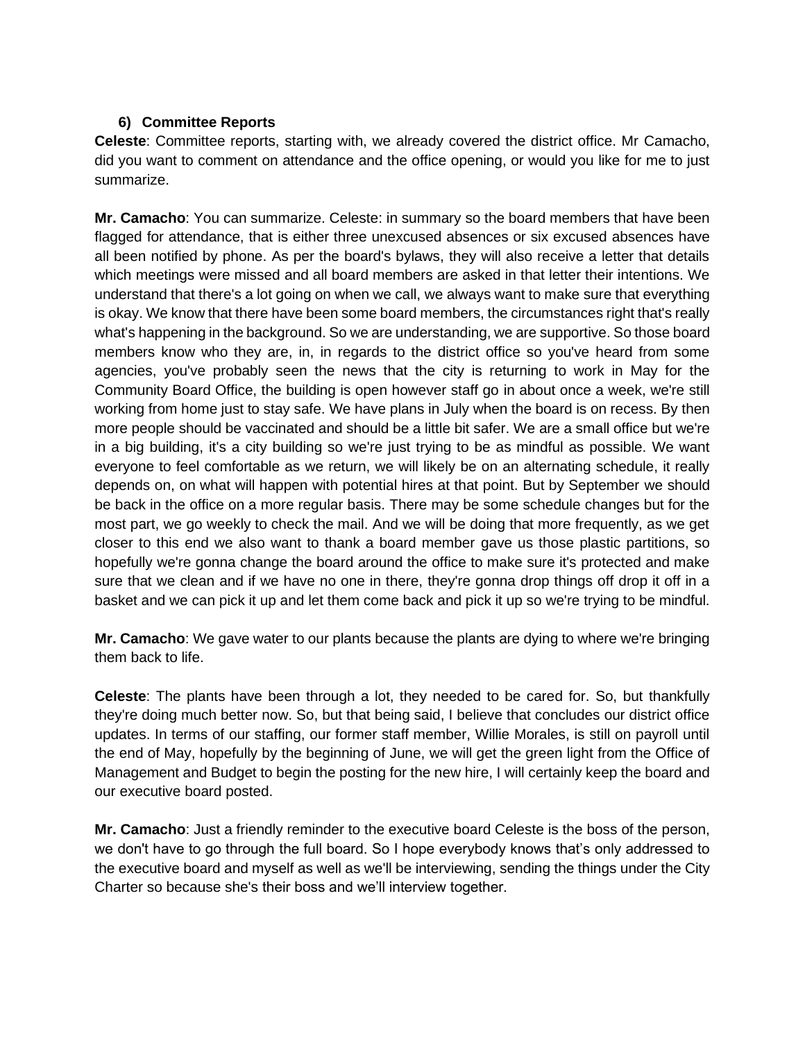### 6) Committee Reports

**Celeste**: Committee reports, starting with, we already covered the district office. Mr Camacho, did you want to comment on attendance and the office opening, or would you like for me to just summarize.

**Mr. Camacho**: You can summarize. Celeste: in summary so the board members that have been flagged for attendance, that is either three unexcused absences or six excused absences have all been notified by phone. As per the board's bylaws, they will also receive a letter that details which meetings were missed and all board members are asked in that letter their intentions. We understand that there's a lot going on when we call, we always want to make sure that everything is okay. We know that there have been some board members, the circumstances right that's really what's happening in the background. So we are understanding, we are supportive. So those board members know who they are, in, in regards to the district office so you've heard from some agencies, you've probably seen the news that the city is returning to work in May for the Community Board Office, the building is open however staff go in about once a week, we're still working from home just to stay safe. We have plans in July when the board is on recess. By then more people should be vaccinated and should be a little bit safer. We are a small office but we're in a big building, it's a city building so we're just trying to be as mindful as possible. We want everyone to feel comfortable as we return, we will likely be on an alternating schedule, it really depends on, on what will happen with potential hires at that point. But by September we should be back in the office on a more regular basis. There may be some schedule changes but for the most part, we go weekly to check the mail. And we will be doing that more frequently, as we get closer to this end we also want to thank a board member gave us those plastic partitions, so hopefully we're gonna change the board around the office to make sure it's protected and make sure that we clean and if we have no one in there, they're gonna drop things off drop it off in a basket and we can pick it up and let them come back and pick it up so we're trying to be mindful.

**Mr. Camacho**: We gave water to our plants because the plants are dying to where we're bringing them back to life.

**Celeste**: The plants have been through a lot, they needed to be cared for. So, but thankfully they're doing much better now. So, but that being said, I believe that concludes our district office updates. In terms of our staffing, our former staff member, Willie Morales, is still on payroll until the end of May, hopefully by the beginning of June, we will get the green light from the Office of Management and Budget to begin the posting for the new hire, I will certainly keep the board and our executive board posted.

**Mr. Camacho**: Just a friendly reminder to the executive board Celeste is the boss of the person, we don't have to go through the full board. So I hope everybody knows that's only addressed to the executive board and myself as well as we'll be interviewing, sending the things under the City Charter so because she's their boss and we'll interview together.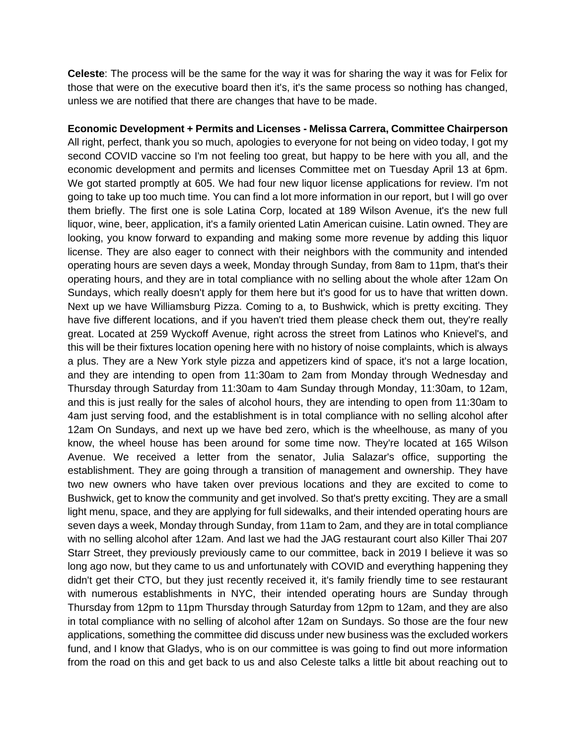**Celeste**: The process will be the same for the way it was for sharing the way it was for Felix for those that were on the executive board then it's, it's the same process so nothing has changed, unless we are notified that there are changes that have to be made.

**Economic Development + Permits and Licenses - Melissa Carrera, Committee Chairperson**
All right, perfect, thank you so much, apologies to everyone for not being on video today, I got my second COVID vaccine so I'm not feeling too great, but happy to be here with you all, and the economic development and permits and licenses Committee met on Tuesday April 13 at 6pm. We got started promptly at 605. We had four new liquor license applications for review. I'm not going to take up too much time. You can find a lot more information in our report, but I will go over them briefly. The first one is sole Latina Corp, located at 189 Wilson Avenue, it's the new full liquor, wine, beer, application, it's a family oriented Latin American cuisine. Latin owned. They are looking, you know forward to expanding and making some more revenue by adding this liquor license. They are also eager to connect with their neighbors with the community and intended operating hours are seven days a week, Monday through Sunday, from 8am to 11pm, that's their operating hours, and they are in total compliance with no selling about the whole after 12am On Sundays, which really doesn't apply for them here but it's good for us to have that written down. Next up we have Williamsburg Pizza. Coming to a, to Bushwick, which is pretty exciting. They have five different locations, and if you haven't tried them please check them out, they're really great. Located at 259 Wyckoff Avenue, right across the street from Latinos who Knievel's, and this will be their fixtures location opening here with no history of noise complaints, which is always a plus. They are a New York style pizza and appetizers kind of space, it's not a large location, and they are intending to open from 11:30am to 2am from Monday through Wednesday and Thursday through Saturday from 11:30am to 4am Sunday through Monday, 11:30am, to 12am, and this is just really for the sales of alcohol hours, they are intending to open from 11:30am to 4am just serving food, and the establishment is in total compliance with no selling alcohol after 12am On Sundays, and next up we have bed zero, which is the wheelhouse, as many of you know, the wheel house has been around for some time now. They're located at 165 Wilson Avenue. We received a letter from the senator, Julia Salazar's office, supporting the establishment. They are going through a transition of management and ownership. They have two new owners who have taken over previous locations and they are excited to come to Bushwick, get to know the community and get involved. So that's pretty exciting. They are a small light menu, space, and they are applying for full sidewalks, and their intended operating hours are seven days a week, Monday through Sunday, from 11am to 2am, and they are in total compliance with no selling alcohol after 12am. And last we had the JAG restaurant court also Killer Thai 207 Starr Street, they previously previously came to our committee, back in 2019 I believe it was so long ago now, but they came to us and unfortunately with COVID and everything happening they didn't get their CTO, but they just recently received it, it's family friendly time to see restaurant with numerous establishments in NYC, their intended operating hours are Sunday through Thursday from 12pm to 11pm Thursday through Saturday from 12pm to 12am, and they are also in total compliance with no selling of alcohol after 12am on Sundays. So those are the four new applications, something the committee did discuss under new business was the excluded workers fund, and I know that Gladys, who is on our committee is was going to find out more information from the road on this and get back to us and also Celeste talks a little bit about reaching out to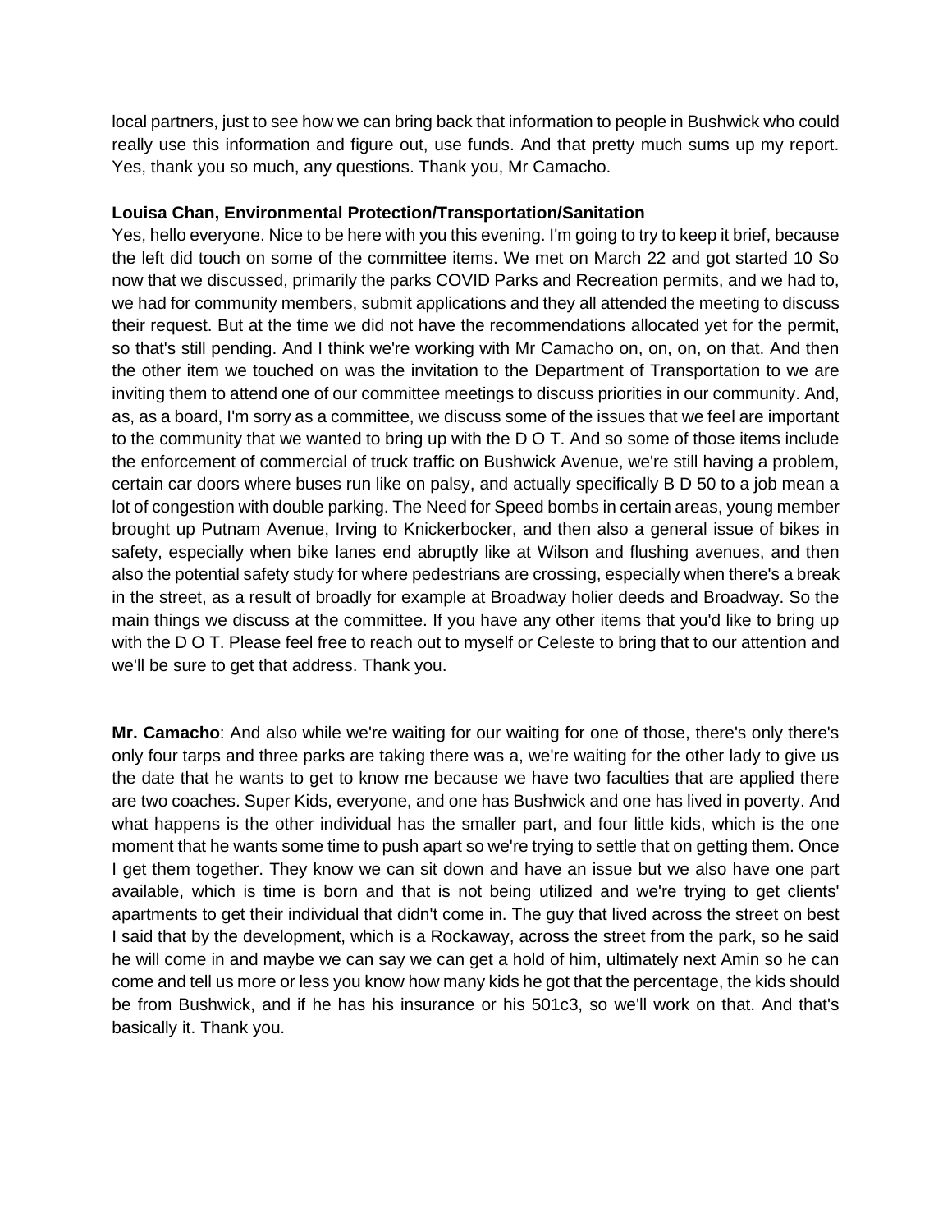local partners, just to see how we can bring back that information to people in Bushwick who could really use this information and figure out, use funds. And that pretty much sums up my report. Yes, thank you so much, any questions. Thank you, Mr Camacho.

**Louisa Chan, Environmental Protection/Transportation/Sanitation**

Yes, hello everyone. Nice to be here with you this evening. I'm going to try to keep it brief, because the left did touch on some of the committee items. We met on March 22 and got started 10 So now that we discussed, primarily the parks COVID Parks and Recreation permits, and we had to, we had for community members, submit applications and they all attended the meeting to discuss their request. But at the time we did not have the recommendations allocated yet for the permit, so that's still pending. And I think we're working with Mr Camacho on, on, on, on that. And then the other item we touched on was the invitation to the Department of Transportation to we are inviting them to attend one of our committee meetings to discuss priorities in our community. And, as, as a board, I'm sorry as a committee, we discuss some of the issues that we feel are important to the community that we wanted to bring up with the D O T. And so some of those items include the enforcement of commercial of truck traffic on Bushwick Avenue, we're still having a problem, certain car doors where buses run like on palsy, and actually specifically B D 50 to a job mean a lot of congestion with double parking. The Need for Speed bombs in certain areas, young member brought up Putnam Avenue, Irving to Knickerbocker, and then also a general issue of bikes in safety, especially when bike lanes end abruptly like at Wilson and flushing avenues, and then also the potential safety study for where pedestrians are crossing, especially when there's a break in the street, as a result of broadly for example at Broadway holier deeds and Broadway. So the main things we discuss at the committee. If you have any other items that you'd like to bring up with the D O T. Please feel free to reach out to myself or Celeste to bring that to our attention and we'll be sure to get that address. Thank you.

**Mr. Camacho**: And also while we're waiting for our waiting for one of those, there's only there's only four tarps and three parks are taking there was a, we're waiting for the other lady to give us the date that he wants to get to know me because we have two faculties that are applied there are two coaches. Super Kids, everyone, and one has Bushwick and one has lived in poverty. And what happens is the other individual has the smaller part, and four little kids, which is the one moment that he wants some time to push apart so we're trying to settle that on getting them. Once I get them together. They know we can sit down and have an issue but we also have one part available, which is time is born and that is not being utilized and we're trying to get clients' apartments to get their individual that didn't come in. The guy that lived across the street on best I said that by the development, which is a Rockaway, across the street from the park, so he said he will come in and maybe we can say we can get a hold of him, ultimately next Amin so he can come and tell us more or less you know how many kids he got that the percentage, the kids should be from Bushwick, and if he has his insurance or his 501c3, so we'll work on that. And that's basically it. Thank you.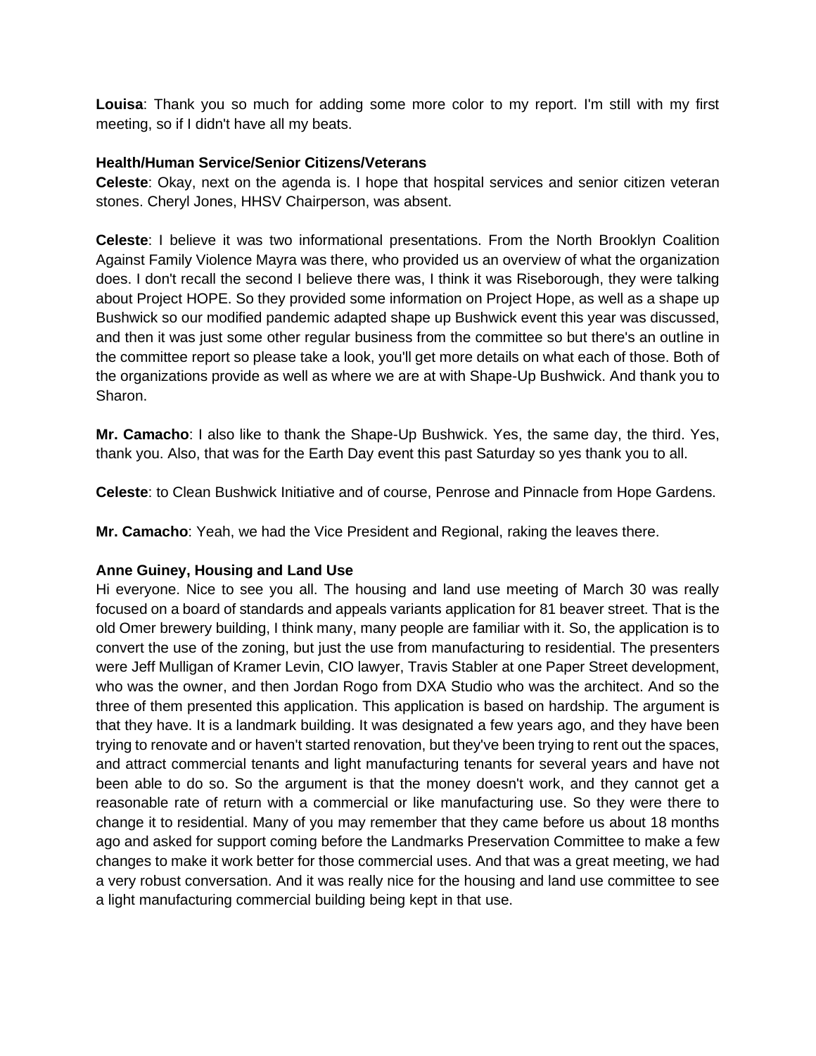**Louisa**: Thank you so much for adding some more color to my report. I'm still with my first meeting, so if I didn't have all my beats.

**Health/Human Service/Senior Citizens/Veterans**

**Celeste**: Okay, next on the agenda is. I hope that hospital services and senior citizen veteran stones. Cheryl Jones, HHSV Chairperson, was absent.

**Celeste**: I believe it was two informational presentations. From the North Brooklyn Coalition Against Family Violence Mayra was there, who provided us an overview of what the organization does. I don't recall the second I believe there was, I think it was Riseborough, they were talking about Project HOPE. So they provided some information on Project Hope, as well as a shape up Bushwick so our modified pandemic adapted shape up Bushwick event this year was discussed, and then it was just some other regular business from the committee so but there's an outline in the committee report so please take a look, you'll get more details on what each of those. Both of the organizations provide as well as where we are at with Shape-Up Bushwick. And thank you to Sharon.

**Mr. Camacho**: I also like to thank the Shape-Up Bushwick. Yes, the same day, the third. Yes, thank you. Also, that was for the Earth Day event this past Saturday so yes thank you to all.

**Celeste**: to Clean Bushwick Initiative and of course, Penrose and Pinnacle from Hope Gardens.

**Mr. Camacho**: Yeah, we had the Vice President and Regional, raking the leaves there.

**Anne Guiney, Housing and Land Use**

Hi everyone. Nice to see you all. The housing and land use meeting of March 30 was really focused on a board of standards and appeals variants application for 81 beaver street. That is the old Omer brewery building, I think many, many people are familiar with it. So, the application is to convert the use of the zoning, but just the use from manufacturing to residential. The presenters were Jeff Mulligan of Kramer Levin, CIO lawyer, Travis Stabler at one Paper Street development, who was the owner, and then Jordan Rogo from DXA Studio who was the architect. And so the three of them presented this application. This application is based on hardship. The argument is that they have. It is a landmark building. It was designated a few years ago, and they have been trying to renovate and or haven't started renovation, but they've been trying to rent out the spaces, and attract commercial tenants and light manufacturing tenants for several years and have not been able to do so. So the argument is that the money doesn't work, and they cannot get a reasonable rate of return with a commercial or like manufacturing use. So they were there to change it to residential. Many of you may remember that they came before us about 18 months ago and asked for support coming before the Landmarks Preservation Committee to make a few changes to make it work better for those commercial uses. And that was a great meeting, we had a very robust conversation. And it was really nice for the housing and land use committee to see a light manufacturing commercial building being kept in that use.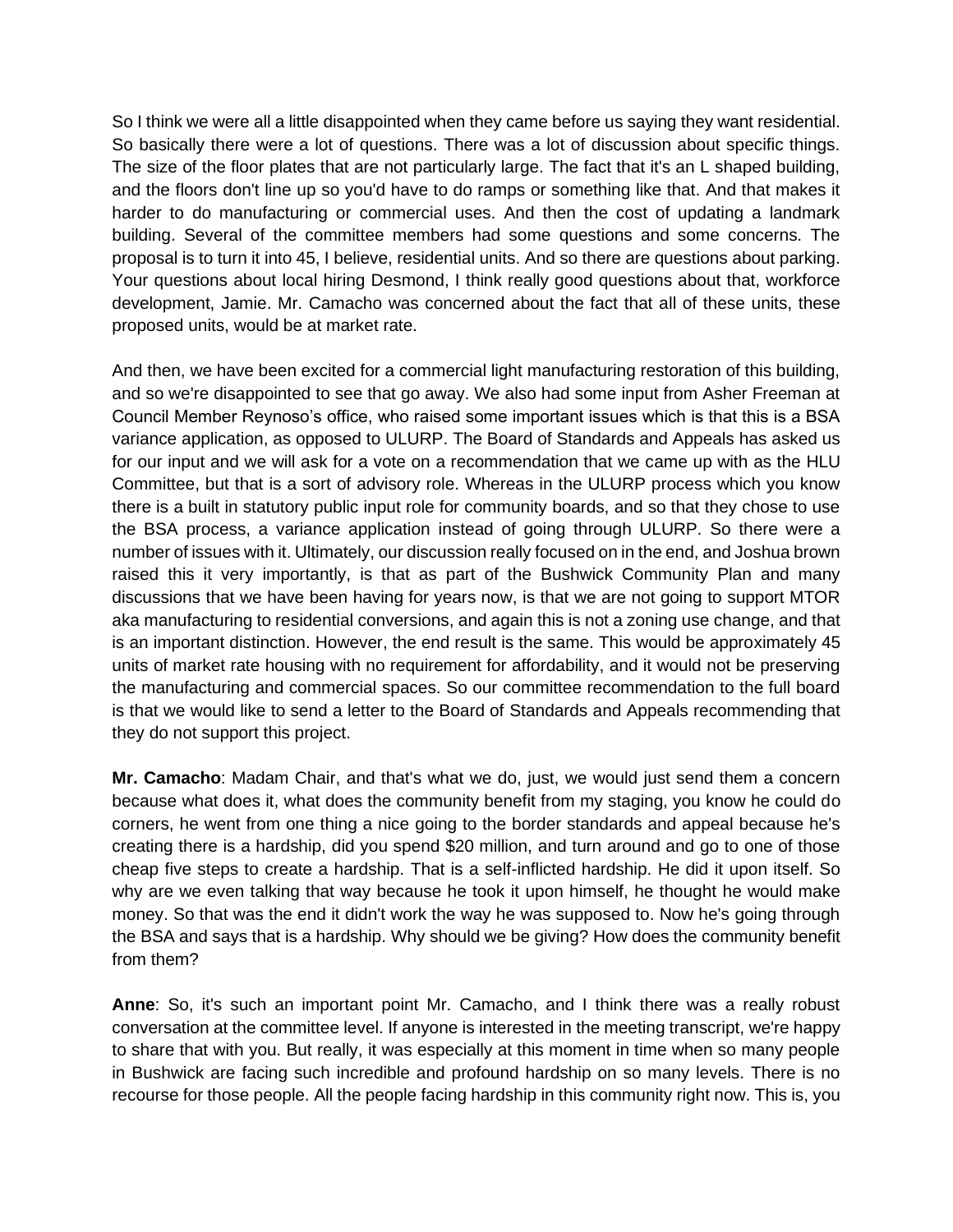So I think we were all a little disappointed when they came before us saying they want residential. So basically there were a lot of questions. There was a lot of discussion about specific things. The size of the floor plates that are not particularly large. The fact that it's an L shaped building, and the floors don't line up so you'd have to do ramps or something like that. And that makes it harder to do manufacturing or commercial uses. And then the cost of updating a landmark building. Several of the committee members had some questions and some concerns. The proposal is to turn it into 45, I believe, residential units. And so there are questions about parking. Your questions about local hiring Desmond, I think really good questions about that, workforce development, Jamie. Mr. Camacho was concerned about the fact that all of these units, these proposed units, would be at market rate.

And then, we have been excited for a commercial light manufacturing restoration of this building, and so we're disappointed to see that go away. We also had some input from Asher Freeman at Council Member Reynoso's office, who raised some important issues which is that this is a BSA variance application, as opposed to ULURP. The Board of Standards and Appeals has asked us for our input and we will ask for a vote on a recommendation that we came up with as the HLU Committee, but that is a sort of advisory role. Whereas in the ULURP process which you know there is a built in statutory public input role for community boards, and so that they chose to use the BSA process, a variance application instead of going through ULURP. So there were a number of issues with it. Ultimately, our discussion really focused on in the end, and Joshua brown raised this it very importantly, is that as part of the Bushwick Community Plan and many discussions that we have been having for years now, is that we are not going to support MTOR aka manufacturing to residential conversions, and again this is not a zoning use change, and that is an important distinction. However, the end result is the same. This would be approximately 45 units of market rate housing with no requirement for affordability, and it would not be preserving the manufacturing and commercial spaces. So our committee recommendation to the full board is that we would like to send a letter to the Board of Standards and Appeals recommending that they do not support this project.

**Mr. Camacho**: Madam Chair, and that's what we do, just, we would just send them a concern because what does it, what does the community benefit from my staging, you know he could do corners, he went from one thing a nice going to the border standards and appeal because he's creating there is a hardship, did you spend $20 million, and turn around and go to one of those cheap five steps to create a hardship. That is a self-inflicted hardship. He did it upon itself. So why are we even talking that way because he took it upon himself, he thought he would make money. So that was the end it didn't work the way he was supposed to. Now he's going through the BSA and says that is a hardship. Why should we be giving? How does the community benefit from them?

**Anne**: So, it's such an important point Mr. Camacho, and I think there was a really robust conversation at the committee level. If anyone is interested in the meeting transcript, we're happy to share that with you. But really, it was especially at this moment in time when so many people in Bushwick are facing such incredible and profound hardship on so many levels. There is no recourse for those people. All the people facing hardship in this community right now. This is, you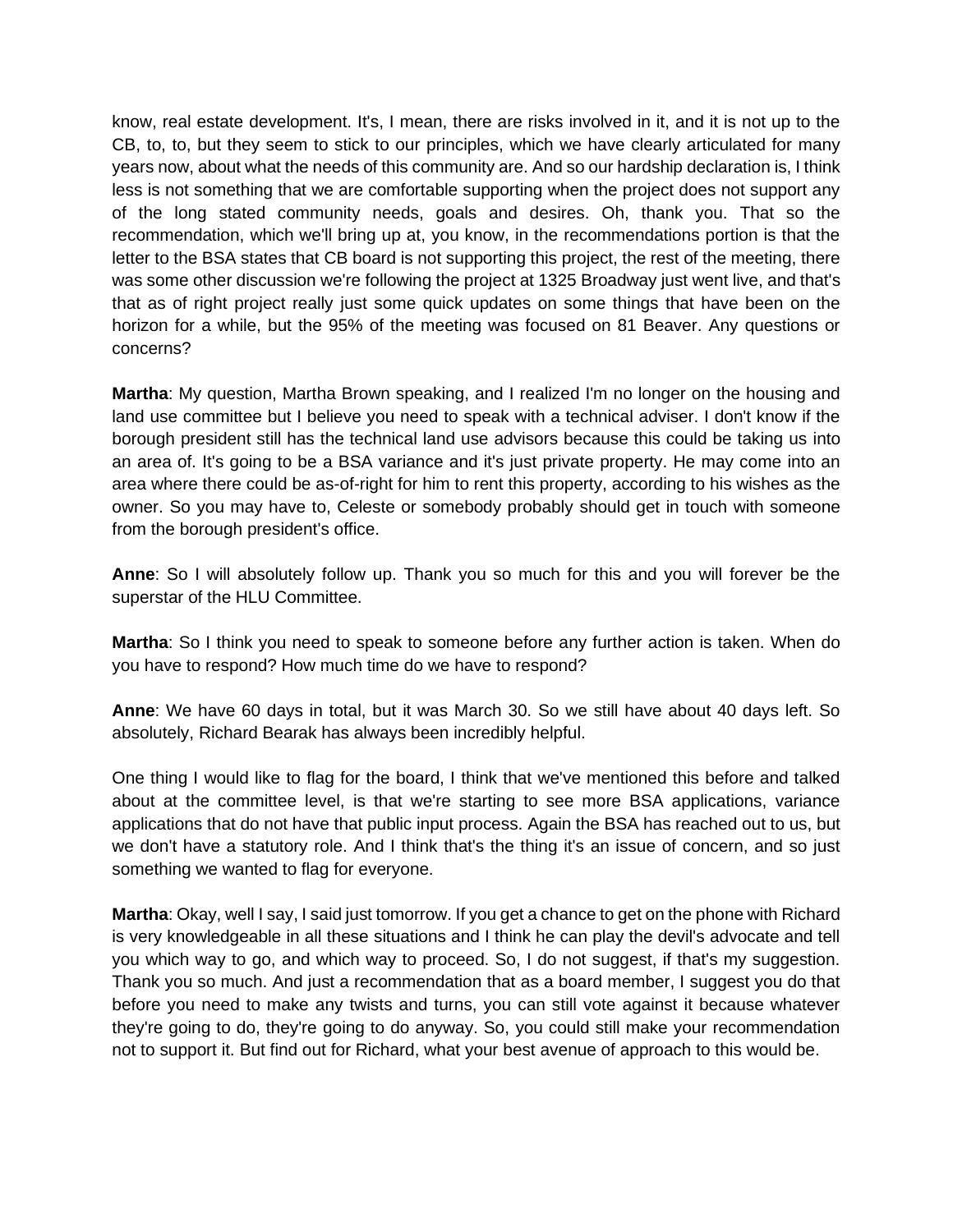know, real estate development. It's, I mean, there are risks involved in it, and it is not up to the CB, to, to, but they seem to stick to our principles, which we have clearly articulated for many years now, about what the needs of this community are. And so our hardship declaration is, I think less is not something that we are comfortable supporting when the project does not support any of the long stated community needs, goals and desires. Oh, thank you. That so the recommendation, which we'll bring up at, you know, in the recommendations portion is that the letter to the BSA states that CB board is not supporting this project, the rest of the meeting, there was some other discussion we're following the project at 1325 Broadway just went live, and that's that as of right project really just some quick updates on some things that have been on the horizon for a while, but the 95% of the meeting was focused on 81 Beaver. Any questions or concerns?

**Martha**: My question, Martha Brown speaking, and I realized I'm no longer on the housing and land use committee but I believe you need to speak with a technical adviser. I don't know if the borough president still has the technical land use advisors because this could be taking us into an area of. It's going to be a BSA variance and it's just private property. He may come into an area where there could be as-of-right for him to rent this property, according to his wishes as the owner. So you may have to, Celeste or somebody probably should get in touch with someone from the borough president's office.

**Anne**: So I will absolutely follow up. Thank you so much for this and you will forever be the superstar of the HLU Committee.

**Martha**: So I think you need to speak to someone before any further action is taken. When do you have to respond? How much time do we have to respond?

**Anne**: We have 60 days in total, but it was March 30. So we still have about 40 days left. So absolutely, Richard Bearak has always been incredibly helpful.

One thing I would like to flag for the board, I think that we've mentioned this before and talked about at the committee level, is that we're starting to see more BSA applications, variance applications that do not have that public input process. Again the BSA has reached out to us, but we don't have a statutory role. And I think that's the thing it's an issue of concern, and so just something we wanted to flag for everyone.

**Martha**: Okay, well I say, I said just tomorrow. If you get a chance to get on the phone with Richard is very knowledgeable in all these situations and I think he can play the devil's advocate and tell you which way to go, and which way to proceed. So, I do not suggest, if that's my suggestion. Thank you so much. And just a recommendation that as a board member, I suggest you do that before you need to make any twists and turns, you can still vote against it because whatever they're going to do, they're going to do anyway. So, you could still make your recommendation not to support it. But find out for Richard, what your best avenue of approach to this would be.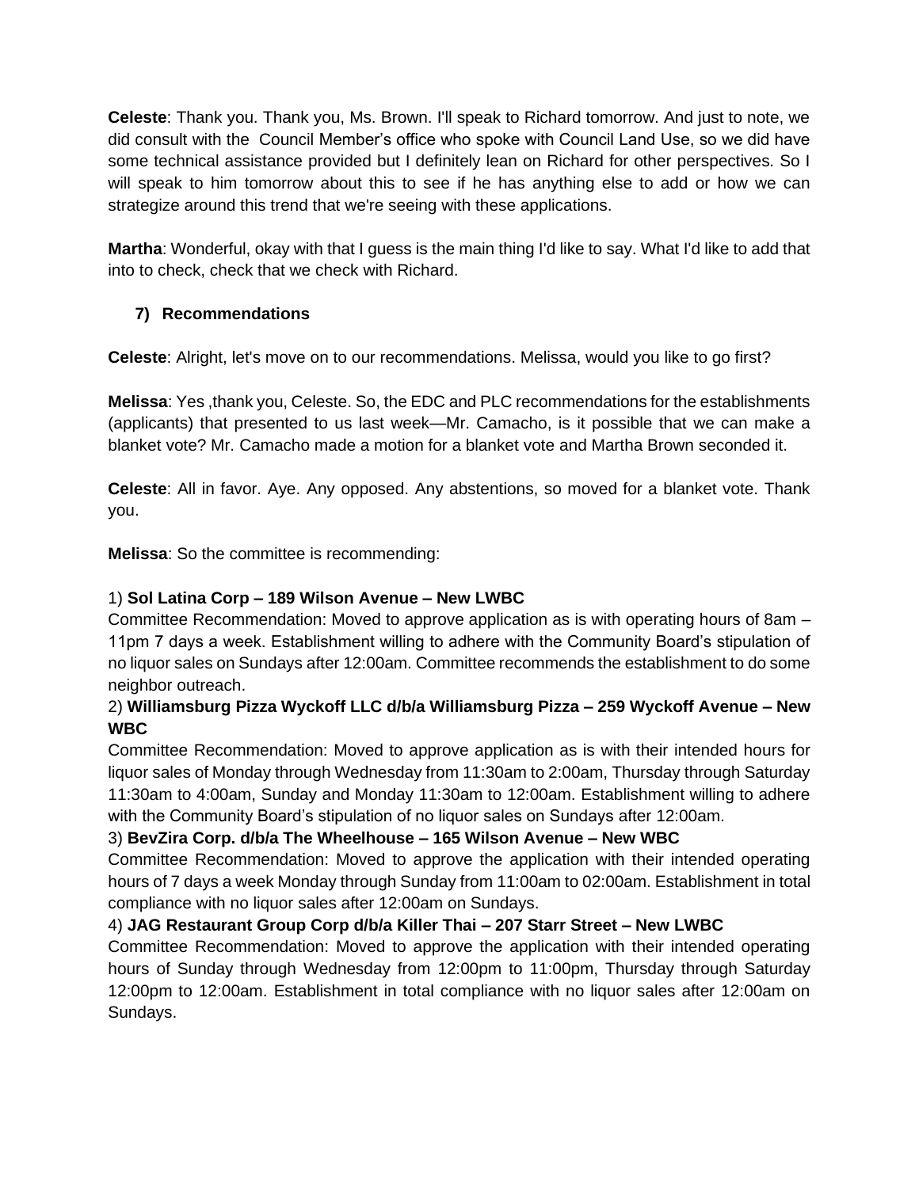**Celeste**: Thank you. Thank you, Ms. Brown. I'll speak to Richard tomorrow. And just to note, we did consult with the  Council Member's office who spoke with Council Land Use, so we did have some technical assistance provided but I definitely lean on Richard for other perspectives. So I will speak to him tomorrow about this to see if he has anything else to add or how we can strategize around this trend that we're seeing with these applications.

**Martha**: Wonderful, okay with that I guess is the main thing I'd like to say. What I'd like to add that into to check, check that we check with Richard.

7) **Recommendations**

**Celeste**: Alright, let's move on to our recommendations. Melissa, would you like to go first?

**Melissa**: Yes ,thank you, Celeste. So, the EDC and PLC recommendations for the establishments (applicants) that presented to us last week—Mr. Camacho, is it possible that we can make a blanket vote? Mr. Camacho made a motion for a blanket vote and Martha Brown seconded it.

**Celeste**: All in favor. Aye. Any opposed. Any abstentions, so moved for a blanket vote. Thank you.

**Melissa**: So the committee is recommending:

1) **Sol Latina Corp – 189 Wilson Avenue – New LWBC**
Committee Recommendation: Moved to approve application as is with operating hours of 8am – 11pm 7 days a week. Establishment willing to adhere with the Community Board's stipulation of no liquor sales on Sundays after 12:00am. Committee recommends the establishment to do some neighbor outreach.

2) **Williamsburg Pizza Wyckoff LLC d/b/a Williamsburg Pizza – 259 Wyckoff Avenue – New WBC**
Committee Recommendation: Moved to approve application as is with their intended hours for liquor sales of Monday through Wednesday from 11:30am to 2:00am, Thursday through Saturday 11:30am to 4:00am, Sunday and Monday 11:30am to 12:00am. Establishment willing to adhere with the Community Board's stipulation of no liquor sales on Sundays after 12:00am.

3) **BevZira Corp. d/b/a The Wheelhouse – 165 Wilson Avenue – New WBC**
Committee Recommendation: Moved to approve the application with their intended operating hours of 7 days a week Monday through Sunday from 11:00am to 02:00am. Establishment in total compliance with no liquor sales after 12:00am on Sundays.

4) **JAG Restaurant Group Corp d/b/a Killer Thai – 207 Starr Street – New LWBC**
Committee Recommendation: Moved to approve the application with their intended operating hours of Sunday through Wednesday from 12:00pm to 11:00pm, Thursday through Saturday 12:00pm to 12:00am. Establishment in total compliance with no liquor sales after 12:00am on Sundays.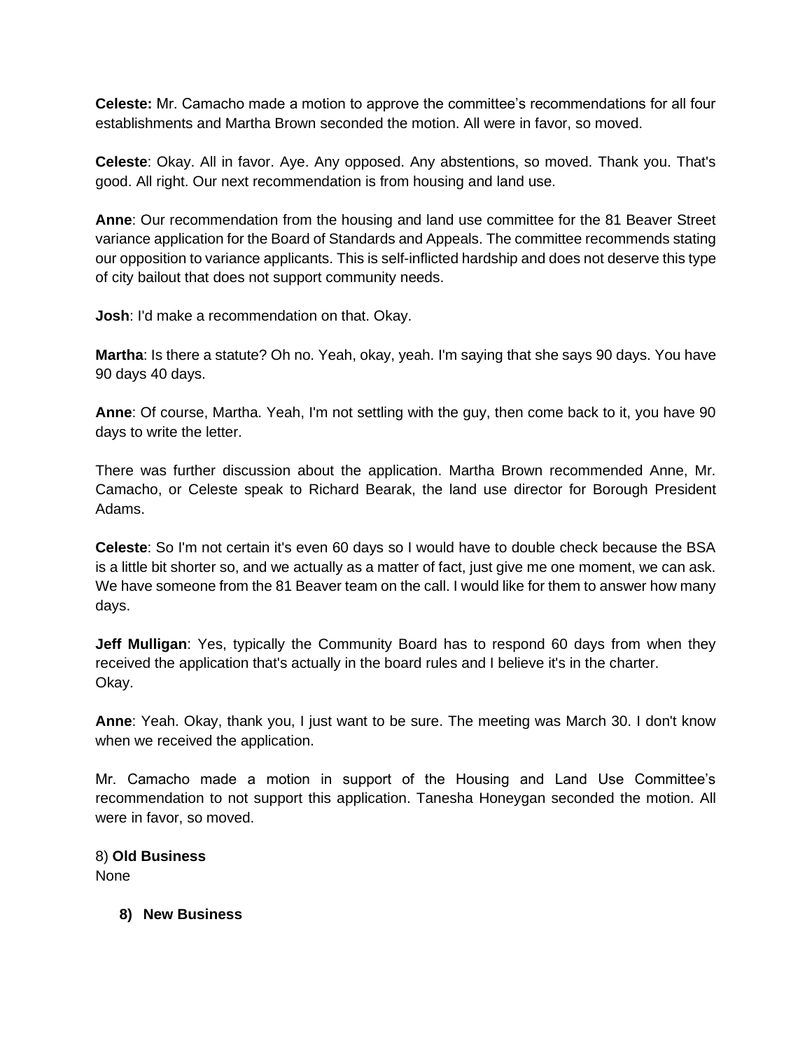**Celeste:** Mr. Camacho made a motion to approve the committee's recommendations for all four establishments and Martha Brown seconded the motion. All were in favor, so moved.

**Celeste**: Okay. All in favor. Aye. Any opposed. Any abstentions, so moved. Thank you. That's good. All right. Our next recommendation is from housing and land use.

**Anne**: Our recommendation from the housing and land use committee for the 81 Beaver Street variance application for the Board of Standards and Appeals. The committee recommends stating our opposition to variance applicants. This is self-inflicted hardship and does not deserve this type of city bailout that does not support community needs.

**Josh**: I'd make a recommendation on that. Okay.

**Martha**: Is there a statute? Oh no. Yeah, okay, yeah. I'm saying that she says 90 days. You have 90 days 40 days.

**Anne**: Of course, Martha. Yeah, I'm not settling with the guy, then come back to it, you have 90 days to write the letter.

There was further discussion about the application. Martha Brown recommended Anne, Mr. Camacho, or Celeste speak to Richard Bearak, the land use director for Borough President Adams.

**Celeste**: So I'm not certain it's even 60 days so I would have to double check because the BSA is a little bit shorter so, and we actually as a matter of fact, just give me one moment, we can ask. We have someone from the 81 Beaver team on the call. I would like for them to answer how many days.

**Jeff Mulligan**: Yes, typically the Community Board has to respond 60 days from when they received the application that's actually in the board rules and I believe it's in the charter.
Okay.

**Anne**: Yeah. Okay, thank you, I just want to be sure. The meeting was March 30. I don't know when we received the application.

Mr. Camacho made a motion in support of the Housing and Land Use Committee's recommendation to not support this application. Tanesha Honeygan seconded the motion. All were in favor, so moved.

8) **Old Business**
None

8) **New Business**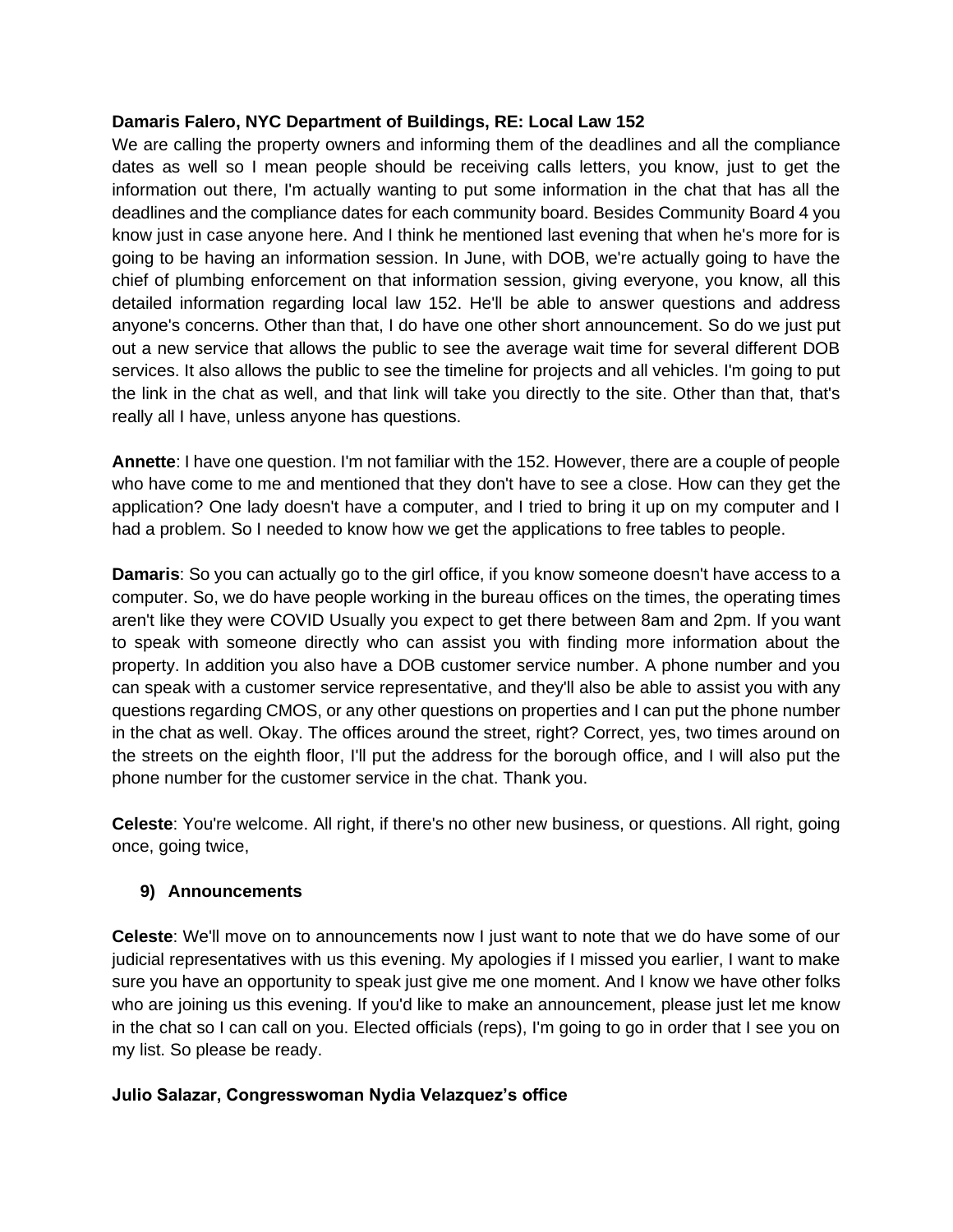**Damaris Falero, NYC Department of Buildings, RE: Local Law 152**

We are calling the property owners and informing them of the deadlines and all the compliance dates as well so I mean people should be receiving calls letters, you know, just to get the information out there, I'm actually wanting to put some information in the chat that has all the deadlines and the compliance dates for each community board. Besides Community Board 4 you know just in case anyone here. And I think he mentioned last evening that when he's more for is going to be having an information session. In June, with DOB, we're actually going to have the chief of plumbing enforcement on that information session, giving everyone, you know, all this detailed information regarding local law 152. He'll be able to answer questions and address anyone's concerns. Other than that, I do have one other short announcement. So do we just put out a new service that allows the public to see the average wait time for several different DOB services. It also allows the public to see the timeline for projects and all vehicles. I'm going to put the link in the chat as well, and that link will take you directly to the site. Other than that, that's really all I have, unless anyone has questions.

**Annette**: I have one question. I'm not familiar with the 152. However, there are a couple of people who have come to me and mentioned that they don't have to see a close. How can they get the application? One lady doesn't have a computer, and I tried to bring it up on my computer and I had a problem. So I needed to know how we get the applications to free tables to people.

**Damaris**: So you can actually go to the girl office, if you know someone doesn't have access to a computer. So, we do have people working in the bureau offices on the times, the operating times aren't like they were COVID Usually you expect to get there between 8am and 2pm. If you want to speak with someone directly who can assist you with finding more information about the property. In addition you also have a DOB customer service number. A phone number and you can speak with a customer service representative, and they'll also be able to assist you with any questions regarding CMOS, or any other questions on properties and I can put the phone number in the chat as well. Okay. The offices around the street, right? Correct, yes, two times around on the streets on the eighth floor, I'll put the address for the borough office, and I will also put the phone number for the customer service in the chat. Thank you.

**Celeste**: You're welcome. All right, if there's no other new business, or questions. All right, going once, going twice,

## 9) Announcements

**Celeste**: We'll move on to announcements now I just want to note that we do have some of our judicial representatives with us this evening. My apologies if I missed you earlier, I want to make sure you have an opportunity to speak just give me one moment. And I know we have other folks who are joining us this evening. If you'd like to make an announcement, please just let me know in the chat so I can call on you. Elected officials (reps), I'm going to go in order that I see you on my list. So please be ready.

**Julio Salazar, Congresswoman Nydia Velazquez's office**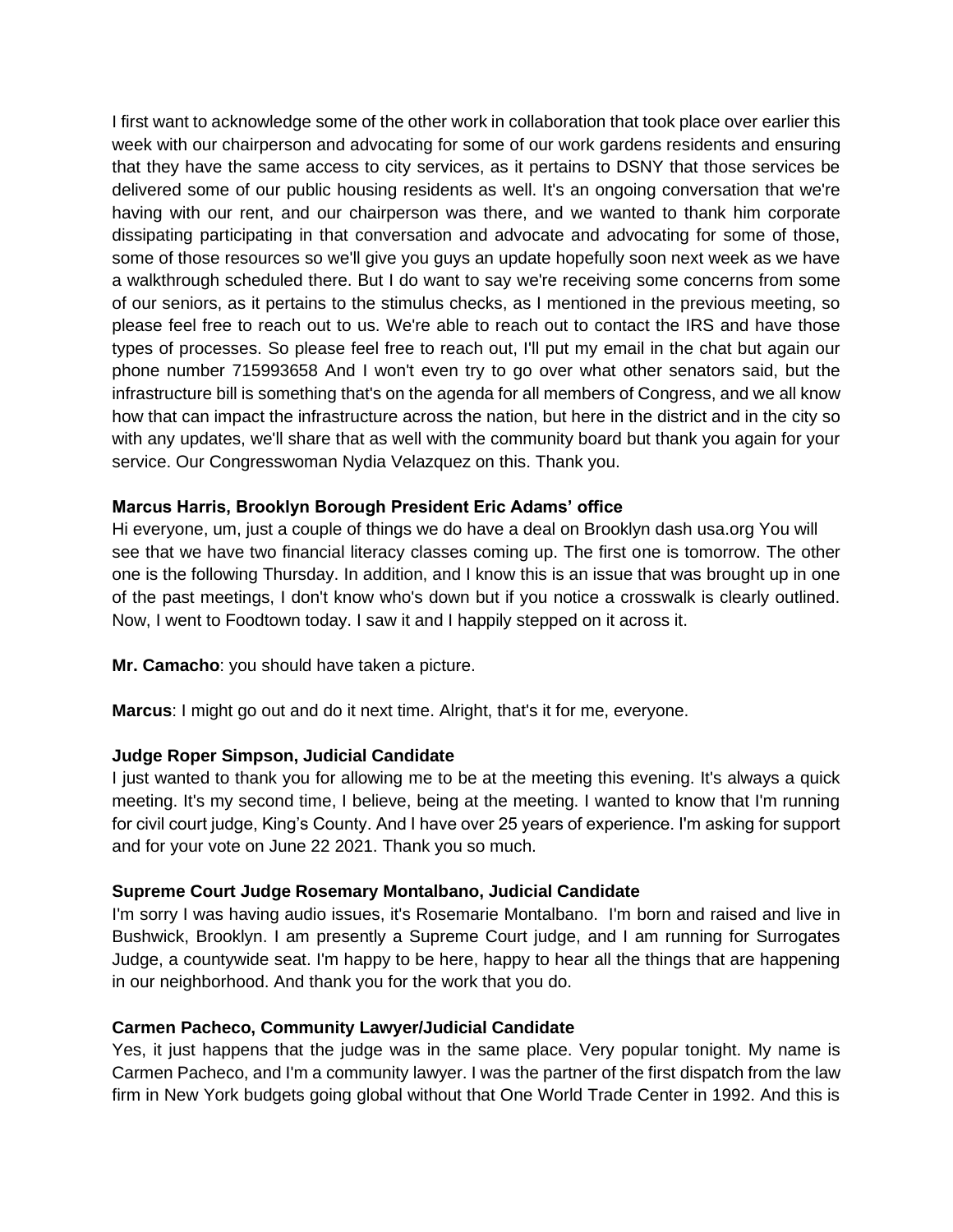I first want to acknowledge some of the other work in collaboration that took place over earlier this week with our chairperson and advocating for some of our work gardens residents and ensuring that they have the same access to city services, as it pertains to DSNY that those services be delivered some of our public housing residents as well. It's an ongoing conversation that we're having with our rent, and our chairperson was there, and we wanted to thank him corporate dissipating participating in that conversation and advocate and advocating for some of those, some of those resources so we'll give you guys an update hopefully soon next week as we have a walkthrough scheduled there. But I do want to say we're receiving some concerns from some of our seniors, as it pertains to the stimulus checks, as I mentioned in the previous meeting, so please feel free to reach out to us. We're able to reach out to contact the IRS and have those types of processes. So please feel free to reach out, I'll put my email in the chat but again our phone number 715993658 And I won't even try to go over what other senators said, but the infrastructure bill is something that's on the agenda for all members of Congress, and we all know how that can impact the infrastructure across the nation, but here in the district and in the city so with any updates, we'll share that as well with the community board but thank you again for your service. Our Congresswoman Nydia Velazquez on this. Thank you.

**Marcus Harris, Brooklyn Borough President Eric Adams' office**
Hi everyone, um, just a couple of things we do have a deal on Brooklyn dash usa.org You will see that we have two financial literacy classes coming up. The first one is tomorrow. The other one is the following Thursday. In addition, and I know this is an issue that was brought up in one of the past meetings, I don't know who's down but if you notice a crosswalk is clearly outlined. Now, I went to Foodtown today. I saw it and I happily stepped on it across it.

**Mr. Camacho**: you should have taken a picture.

**Marcus**: I might go out and do it next time. Alright, that's it for me, everyone.

**Judge Roper Simpson, Judicial Candidate**
I just wanted to thank you for allowing me to be at the meeting this evening. It's always a quick meeting. It's my second time, I believe, being at the meeting. I wanted to know that I'm running for civil court judge, King's County. And I have over 25 years of experience. I'm asking for support and for your vote on June 22 2021. Thank you so much.

**Supreme Court Judge Rosemary Montalbano, Judicial Candidate**
I'm sorry I was having audio issues, it's Rosemarie Montalbano. I'm born and raised and live in Bushwick, Brooklyn. I am presently a Supreme Court judge, and I am running for Surrogates Judge, a countywide seat. I'm happy to be here, happy to hear all the things that are happening in our neighborhood. And thank you for the work that you do.

**Carmen Pacheco, Community Lawyer/Judicial Candidate**
Yes, it just happens that the judge was in the same place. Very popular tonight. My name is Carmen Pacheco, and I'm a community lawyer. I was the partner of the first dispatch from the law firm in New York budgets going global without that One World Trade Center in 1992. And this is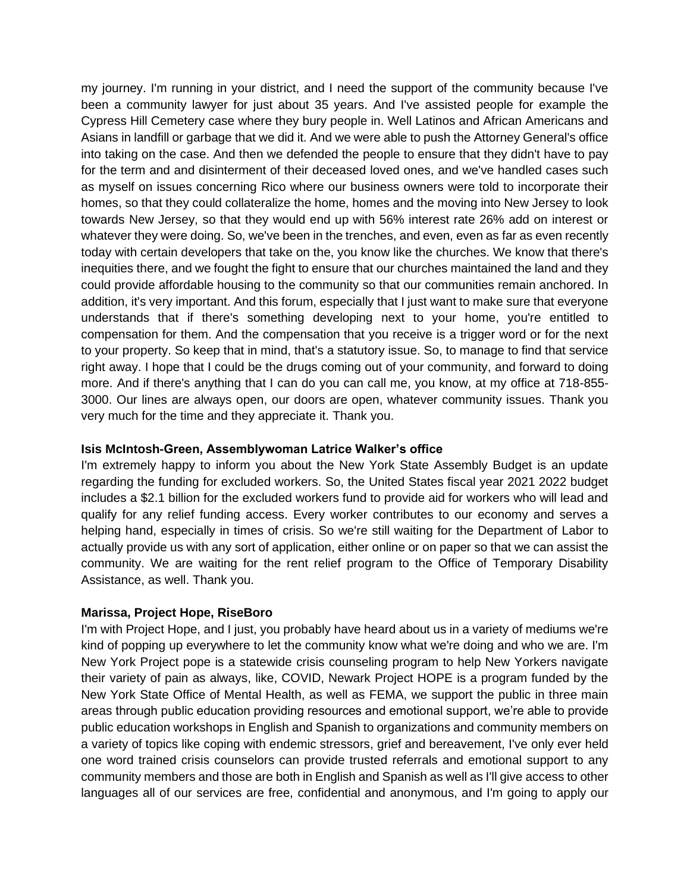my journey. I'm running in your district, and I need the support of the community because I've been a community lawyer for just about 35 years. And I've assisted people for example the Cypress Hill Cemetery case where they bury people in. Well Latinos and African Americans and Asians in landfill or garbage that we did it. And we were able to push the Attorney General's office into taking on the case. And then we defended the people to ensure that they didn't have to pay for the term and and disinterment of their deceased loved ones, and we've handled cases such as myself on issues concerning Rico where our business owners were told to incorporate their homes, so that they could collateralize the home, homes and the moving into New Jersey to look towards New Jersey, so that they would end up with 56% interest rate 26% add on interest or whatever they were doing. So, we've been in the trenches, and even, even as far as even recently today with certain developers that take on the, you know like the churches. We know that there's inequities there, and we fought the fight to ensure that our churches maintained the land and they could provide affordable housing to the community so that our communities remain anchored. In addition, it's very important. And this forum, especially that I just want to make sure that everyone understands that if there's something developing next to your home, you're entitled to compensation for them. And the compensation that you receive is a trigger word or for the next to your property. So keep that in mind, that's a statutory issue. So, to manage to find that service right away. I hope that I could be the drugs coming out of your community, and forward to doing more. And if there's anything that I can do you can call me, you know, at my office at 718-855-3000. Our lines are always open, our doors are open, whatever community issues. Thank you very much for the time and they appreciate it. Thank you.

**Isis McIntosh-Green, Assemblywoman Latrice Walker's office**

I'm extremely happy to inform you about the New York State Assembly Budget is an update regarding the funding for excluded workers. So, the United States fiscal year 2021 2022 budget includes a $2.1 billion for the excluded workers fund to provide aid for workers who will lead and qualify for any relief funding access. Every worker contributes to our economy and serves a helping hand, especially in times of crisis. So we're still waiting for the Department of Labor to actually provide us with any sort of application, either online or on paper so that we can assist the community. We are waiting for the rent relief program to the Office of Temporary Disability Assistance, as well. Thank you.

**Marissa, Project Hope, RiseBoro**

I'm with Project Hope, and I just, you probably have heard about us in a variety of mediums we're kind of popping up everywhere to let the community know what we're doing and who we are. I'm New York Project pope is a statewide crisis counseling program to help New Yorkers navigate their variety of pain as always, like, COVID, Newark Project HOPE is a program funded by the New York State Office of Mental Health, as well as FEMA, we support the public in three main areas through public education providing resources and emotional support, we're able to provide public education workshops in English and Spanish to organizations and community members on a variety of topics like coping with endemic stressors, grief and bereavement, I've only ever held one word trained crisis counselors can provide trusted referrals and emotional support to any community members and those are both in English and Spanish as well as I'll give access to other languages all of our services are free, confidential and anonymous, and I'm going to apply our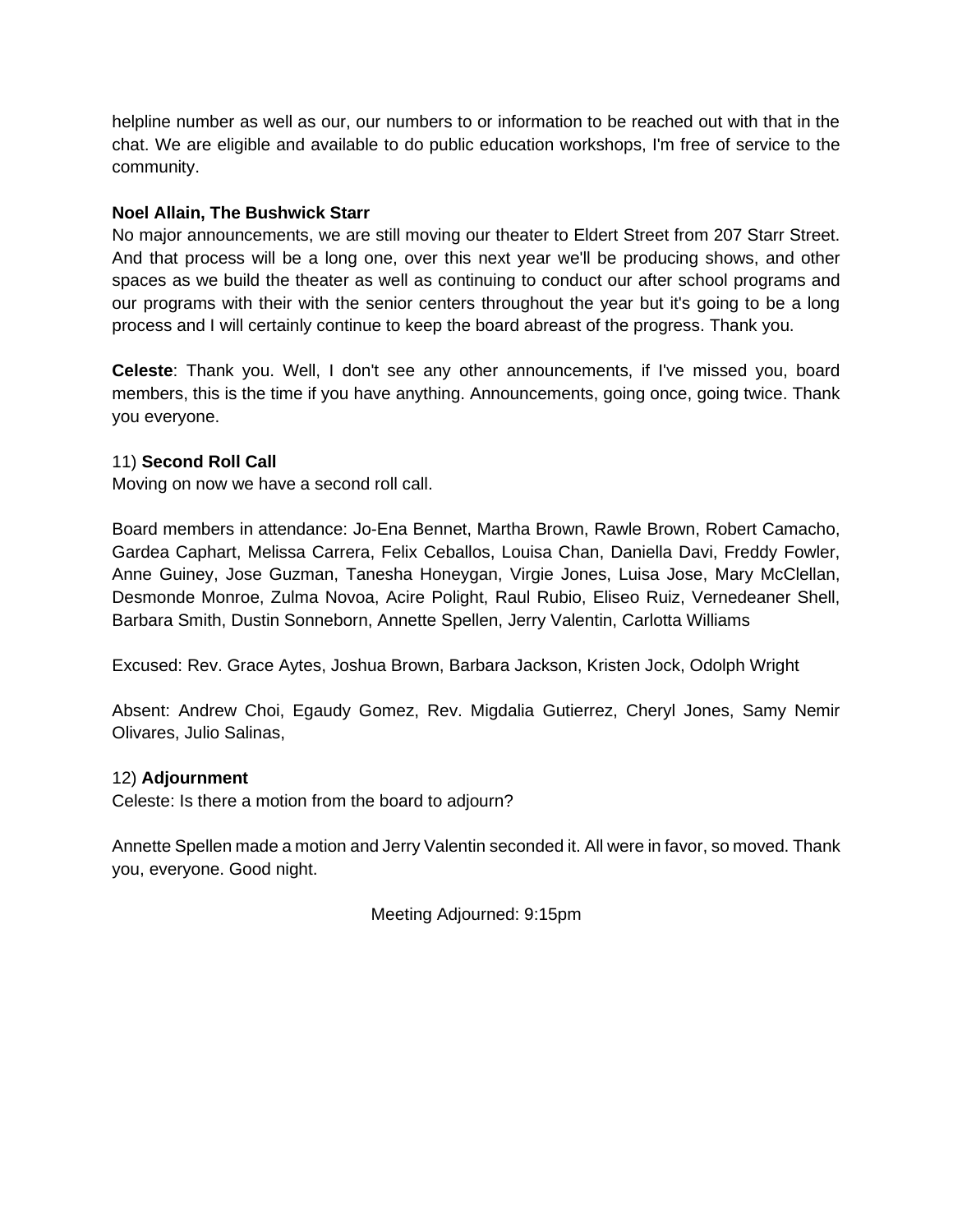helpline number as well as our, our numbers to or information to be reached out with that in the chat. We are eligible and available to do public education workshops, I'm free of service to the community.

**Noel Allain, The Bushwick Starr**
No major announcements, we are still moving our theater to Eldert Street from 207 Starr Street. And that process will be a long one, over this next year we'll be producing shows, and other spaces as we build the theater as well as continuing to conduct our after school programs and our programs with their with the senior centers throughout the year but it's going to be a long process and I will certainly continue to keep the board abreast of the progress. Thank you.

**Celeste**: Thank you. Well, I don't see any other announcements, if I've missed you, board members, this is the time if you have anything. Announcements, going once, going twice. Thank you everyone.

11) **Second Roll Call**
Moving on now we have a second roll call.

Board members in attendance: Jo-Ena Bennet, Martha Brown, Rawle Brown, Robert Camacho, Gardea Caphart, Melissa Carrera, Felix Ceballos, Louisa Chan, Daniella Davi, Freddy Fowler, Anne Guiney, Jose Guzman, Tanesha Honeygan, Virgie Jones, Luisa Jose, Mary McClellan, Desmonde Monroe, Zulma Novoa, Acire Polight, Raul Rubio, Eliseo Ruiz, Vernedeaner Shell, Barbara Smith, Dustin Sonneborn, Annette Spellen, Jerry Valentin, Carlotta Williams

Excused: Rev. Grace Aytes, Joshua Brown, Barbara Jackson, Kristen Jock, Odolph Wright

Absent: Andrew Choi, Egaudy Gomez, Rev. Migdalia Gutierrez, Cheryl Jones, Samy Nemir Olivares, Julio Salinas,

12) **Adjournment**
Celeste: Is there a motion from the board to adjourn?

Annette Spellen made a motion and Jerry Valentin seconded it. All were in favor, so moved. Thank you, everyone. Good night.

Meeting Adjourned: 9:15pm